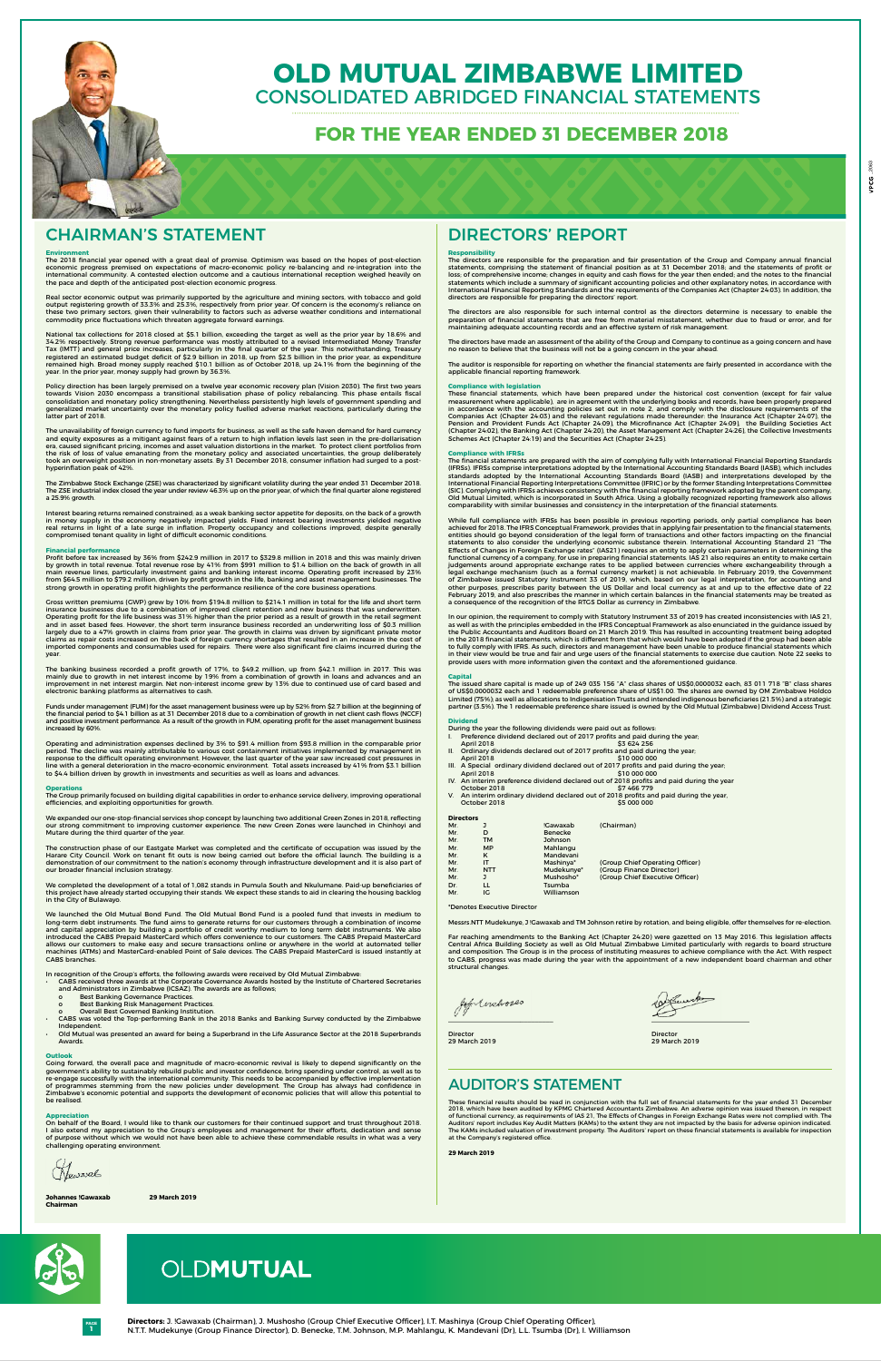# OLD MUTUAL ZIMBABWE LIMITED

## CONSOLIDATED ABRIDGED FINANCIAL STATEMENTS

## FOR THE YEAR ENDED 31 DECEMBER 2018

## CHAIRMAN'S STATEMENT

### Environment

The 2018 financial year opened with a great deal of promise. Optimism was based on the hopes of post-election economic progress premised on expectations of macro-economic policy re-balancing and re-integration into the international community. A contested election outcome and a cautious international reception weighed heavily on the pace and depth of the anticipated post-election economic progress.

Real sector economic output was primarily supported by the agriculture and mining sectors, with tobacco and gold output registering growth of 33.3% and 25.3%, respectively from prior year. Of concern is the economy's reliance on these two primary sectors, given their vulnerability to factors such as adverse weather conditions and international commodity price fluctuations which threaten aggregate forward earnings.

National tax collections for 2018 closed at $5.1 billion, exceeding the target as well as the prior year by 18.6% and 34.2% respectively. Strong revenue performance was mostly attributed to a revised Intermediated Money Transfer Tax (IMTT) and general price increases, particularly in the final quarter of the year. This notwithstanding, Treasury registered an estimated budget deficit of $2.9 billion in 2018, up from $2.5 billion in the prior year, as expenditure remained high. Broad money supply reached $10.1 billion as of October 2018, up 24.1% from the beginning of the year. In the prior year, money supply had grown by 36.3%.

Policy direction has been largely premised on a twelve year economic recovery plan (Vision 2030). The first two years towards Vision 2030 encompass a transitional stabilisation phase of policy rebalancing. This phase entails fiscal consolidation and monetary policy strengthening. Nevertheless persistently high levels of government spending and generalized market uncertainty over the monetary policy fuelled adverse market reactions, particularly during the latter part of 2018.

The unavailability of foreign currency to fund imports for business, as well as the safe haven demand for hard currency and equity exposures as a mitigant against fears of a return to high inflation levels last seen in the pre-dollarisation era, caused significant pricing, incomes and asset valuation distortions in the market. To protect client portfolios from the risk of loss of value emanating from the monetary policy and associated uncertainties, the group deliberately took an overweight position in non-monetary assets. By 31 December 2018, consumer inflation had surged to a post-hyperinflation peak of 42%.

The Zimbabwe Stock Exchange (ZSE) was characterized by significant volatility during the year ended 31 December 2018. The ZSE industrial index closed the year under review 46.3% up on the prior year, of which the final quarter alone registered a 25.9% growth.

Interest bearing returns remained constrained; as a weak banking sector appetite for deposits, on the back of a growth in money supply in the economy negatively impacted yields. Fixed interest bearing investments yielded negative real returns in light of a late surge in inflation. Property occupancy and collections improved, despite generally compromised tenant quality in light of difficult economic conditions.

### Financial performance

Profit before tax increased by 36% from $242.9 million in 2017 to $329.8 million in 2018 and this was mainly driven by growth in total revenue. Total revenue rose by 41% from $991 million to $1.4 billion on the back of growth in all main revenue lines, particularly investment gains and banking interest income. Operating profit increased by 23% from $64.5 million to $79.2 million, driven by profit growth in the life, banking and asset management businesses. The strong growth in operating profit highlights the performance resilience of the core business operations.

Gross written premiums (GWP) grew by 10% from $194.8 million to $214.1 million in total for the life and short term insurance businesses due to a combination of improved client retention and new business that was underwritten. Operating profit for the life business was 31% higher than the prior period as a result of growth in the retail segment and in asset based fees. However, the short term insurance business recorded an underwriting loss of $0.3 million largely due to a 47% growth in claims from prior year. The growth in claims was driven by significant private motor claims as repair costs increased on the back of foreign currency shortages that resulted in an increase in the cost of imported components and consumables used for repairs. There were also significant fire claims incurred during the year.

The banking business recorded a profit growth of 17%, to $49.2 million, up from $42.1 million in 2017. This was mainly due to growth in net interest income by 19% from a combination of growth in loans and advances and an improvement in net interest margin. Net non-interest income grew by 13% due to continued use of card based and electronic banking platforms as alternatives to cash.

Funds under management (FUM) for the asset management business were up by 52% from $2.7 billion at the beginning of the financial period to $4.1 billion as at 31 December 2018 due to a combination of growth in net client cash flows (NCCF) and positive investment performance. As a result of the growth in FUM, operating profit for the asset management business increased by 60%.

Operating and administration expenses declined by 3% to $91.4 million from $93.8 million in the comparable prior period. The decline was mainly attributable to various cost containment initiatives implemented by management in response to the difficult operating environment. However, the last quarter of the year saw increased cost pressures in line with a general deterioration in the macro-economic environment. Total assets increased by 41% from $3.1 billion to $4.4 billion driven by growth in investments and securities as well as loans and advances.

### Operations

The Group primarily focused on building digital capabilities in order to enhance service delivery, improving operational efficiencies, and exploiting opportunities for growth.

We expanded our one-stop-financial services shop concept by launching two additional Green Zones in 2018, reflecting our strong commitment to improving customer experience. The new Green Zones were launched in Chinhoyi and Mutare during the third quarter of the year.

The construction phase of our Eastgate Market was completed and the certificate of occupation was issued by the Harare City Council. Work on tenant fit outs is now being carried out before the official launch. The building is a demonstration of our commitment to the nation's economy through infrastructure development and it is also part of our broader financial inclusion strategy.

We completed the development of a total of 1,082 stands in Pumula South and Nkulumane. Paid-up beneficiaries of this project have already started occupying their stands. We expect these stands to aid in clearing the housing backlog in the City of Bulawayo.

We launched the Old Mutual Bond Fund. The Old Mutual Bond Fund is a pooled fund that invests in medium to long-term debt instruments. The fund aims to generate returns for our customers through a combination of income and capital appreciation by building a portfolio of credit worthy medium to long term debt instruments. We also introduced the CABS Prepaid MasterCard which offers convenience to our customers. The CABS Prepaid MasterCard allows our customers to make easy and secure transactions online or anywhere in the world at automated teller machines (ATMs) and MasterCard-enabled Point of Sale devices. The CABS Prepaid MasterCard is issued instantly at CABS branches.

In recognition of the Group's efforts, the following awards were received by Old Mutual Zimbabwe:

- CABS received three awards at the Corporate Governance Awards hosted by the Institute of Chartered Secretaries and Administrators in Zimbabwe (ICSAZ). The awards are as follows;
  - o Best Banking Governance Practices.
  - o Best Banking Risk Management Practices.
  - o Overall Best Governed Banking Institution.
- CABS was voted the Top-performing Bank in the 2018 Banks and Banking Survey conducted by the Zimbabwe Independent.
- Old Mutual was presented an award for being a Superbrand in the Life Assurance Sector at the 2018 Superbrands Awards.

### Outlook

Going forward, the overall pace and magnitude of macro-economic revival is likely to depend significantly on the government's ability to sustainably rebuild public and investor confidence, bring spending under control, as well as to re-engage successfully with the international community. This needs to be accompanied by effective implementation of programmes stemming from the new policies under development. The Group has always had confidence in Zimbabwe's economic potential and supports the development of economic policies that will allow this potential to be realised.

### Appreciation

On behalf of the Board, I would like to thank our customers for their continued support and trust throughout 2018. I also extend my appreciation to the Group's employees and management for their efforts, dedication and sense of purpose without which we would not have been able to achieve these commendable results in what was a very challenging operating environment.

**Johannes !Gawaxab**
**Chairman**

**29 March 2019**

## DIRECTORS' REPORT

### Responsibility

The directors are responsible for the preparation and fair presentation of the Group and Company annual financial statements, comprising the statement of financial position as at 31 December 2018; and the statements of profit or loss; of comprehensive income; changes in equity and cash flows for the year then ended; and the notes to the financial statements which include a summary of significant accounting policies and other explanatory notes, in accordance with International Financial Reporting Standards and the requirements of the Companies Act (Chapter 24:03). In addition, the directors are responsible for preparing the directors' report.

The directors are also responsible for such internal control as the directors determine is necessary to enable the preparation of financial statements that are free from material misstatement, whether due to fraud or error, and for maintaining adequate accounting records and an effective system of risk management.

The directors have made an assessment of the ability of the Group and Company to continue as a going concern and have no reason to believe that the business will not be a going concern in the year ahead.

The auditor is responsible for reporting on whether the financial statements are fairly presented in accordance with the applicable financial reporting framework.

### Compliance with legislation

These financial statements, which have been prepared under the historical cost convention (except for fair value measurement where applicable), are in agreement with the underlying books and records, have been properly prepared in accordance with the accounting policies set out in note 2, and comply with the disclosure requirements of the Companies Act (Chapter 24:03) and the relevant regulations made thereunder: the Insurance Act (Chapter 24:07), the Pension and Provident Funds Act (Chapter 24:09), the Microfinance Act (Chapter 24:09), the Building Societies Act (Chapter 24:02), the Banking Act (Chapter 24:20), the Asset Management Act (Chapter 24:26), the Collective Investments Schemes Act (Chapter 24:19) and the Securities Act (Chapter 24:25).

### Compliance with IFRSs

The financial statements are prepared with the aim of complying fully with International Financial Reporting Standards (IFRSs). IFRSs comprise interpretations adopted by the International Accounting Standards Board (IASB), which includes standards adopted by the International Accounting Standards Board (IASB) and interpretations developed by the International Financial Reporting Interpretations Committee (IFRIC) or by the former Standing Interpretations Committee (SIC). Complying with IFRSs achieves consistency with the financial reporting framework adopted by the parent company, Old Mutual Limited, which is incorporated in South Africa. Using a globally recognized reporting framework also allows comparability with similar businesses and consistency in the interpretation of the financial statements.

While full compliance with IFRSs has been possible in previous reporting periods, only partial compliance has been achieved for 2018. The IFRS Conceptual Framework, provides that in applying fair presentation to the financial statements, entities should go beyond consideration of the legal form of transactions and other factors impacting on the financial statements to also consider the underlying economic substance therein. International Accounting Standard 21 "The Effects of Changes in Foreign Exchange rates" (IAS21) requires an entity to apply certain parameters in determining the functional currency of a company, for use in preparing financial statements. IAS 21 also requires an entity to make certain judgements around appropriate exchange rates to be applied between currencies where exchangeability through a legal exchange mechanism (such as a formal currency market) is not achievable. In February 2019, the Government of Zimbabwe issued Statutory Instrument 33 of 2019, which, based on our legal interpretation, for accounting and other purposes, prescribes parity between the US Dollar and local currency as at and up to the effective date of 22 February 2019, and also prescribes the manner in which certain balances in the financial statements may be treated as a consequence of the recognition of the RTGS Dollar as currency in Zimbabwe.

In our opinion, the requirement to comply with Statutory Instrument 33 of 2019 has created inconsistencies with IAS 21, as well as with the principles embedded in the IFRS Conceptual Framework as also enunciated in the guidance issued by the Public Accountants and Auditors Board on 21 March 2019. This has resulted in accounting treatment being adopted in the 2018 financial statements, which is different from that which would have been adopted if the group had been able to fully comply with IFRS. As such, directors and management have been unable to produce financial statements which in their view would be true and fair and urge users of the financial statements to exercise due caution. Note 22 seeks to provide users with more information given the context and the aforementioned guidance.

### Capital

The issued share capital is made up of 249 035 156 "A" class shares of US$0.0000032 each, 83 011 718 "B" class shares of US$0.0000032 each and 1 redeemable preference share of US$1.00. The shares are owned by OM Zimbabwe Holdco Limited (75%) as well as allocations to Indigenisation Trusts and intended indigenous beneficiaries (21.5%) and a strategic partner (3.5%). The 1 redeemable preference share issued is owned by the Old Mutual (Zimbabwe) Dividend Access Trust.

### Dividend

During the year the following dividends were paid out as follows:

I. Preference dividend declared out of 2017 profits and paid during the year; April 2018 $3 624 256
II. Ordinary dividends declared out of 2017 profits and paid during the year; April 2018 $10 000 000
III. A Special ordinary dividend declared out of 2017 profits and paid during the year; April 2018 $10 000 000
IV. An interim preference dividend declared out of 2018 profits and paid during the year October 2018 $7 466 779
V. An interim ordinary dividend declared out of 2018 profits and paid during the year, October 2018 $5 000 000

### Directors

| | | | |
|---|---|---|---|
| Mr. | J | !Gawaxab | (Chairman) |
| Mr. | D | Benecke | |
| Mr. | TM | Johnson | |
| Mr. | MP | Mahlangu | |
| Mr. | K | Mandevani | |
| Mr. | IT | Mashinya* | (Group Chief Operating Officer) |
| Mr. | NTT | Mudekunye* | (Group Finance Director) |
| Mr. | J | Mushosho* | (Group Chief Executive Officer) |
| Dr. | LL | Tsumba | |
| Mr. | IG | Williamson | |

*Denotes Executive Director

Messrs NTT Mudekunye, J !Gawaxab and TM Johnson retire by rotation, and being eligible, offer themselves for re-election.

Far reaching amendments to the Banking Act (Chapter 24:20) were gazetted on 13 May 2016. This legislation affects Central Africa Building Society as well as Old Mutual Zimbabwe Limited particularly with regards to board structure and composition. The Group is in the process of instituting measures to achieve compliance with the Act. With respect to CABS, progress was made during the year with the appointment of a new independent board chairman and other structural changes.

Director
29 March 2019

Director
29 March 2019

## AUDITOR'S STATEMENT

These financial results should be read in conjunction with the full set of financial statements for the year ended 31 December 2018, which have been audited by KPMG Chartered Accountants Zimbabwe. An adverse opinion was issued thereon, in respect of functional currency, as requirements of IAS 21, The Effects of Changes in Foreign Exchange Rates were not complied with. The Auditors' report includes Key Audit Matters (KAMs) to the extent they are not impacted by the basis for adverse opinion indicated. The KAMs included valuation of investment property. The Auditors' report on these financial statements is available for inspection at the Company's registered office.

**29 March 2019**

OLDMUTUAL

**Directors:** J. !Gawaxab (Chairman), J. Mushosho (Group Chief Executive Officer), I.T. Mashinya (Group Chief Operating Officer), N.T.T. Mudekunye (Group Finance Director), D. Benecke, T.M. Johnson, M.P. Mahlangu, K. Mandevani (Dr), L.L. Tsumba (Dr), I. Williamson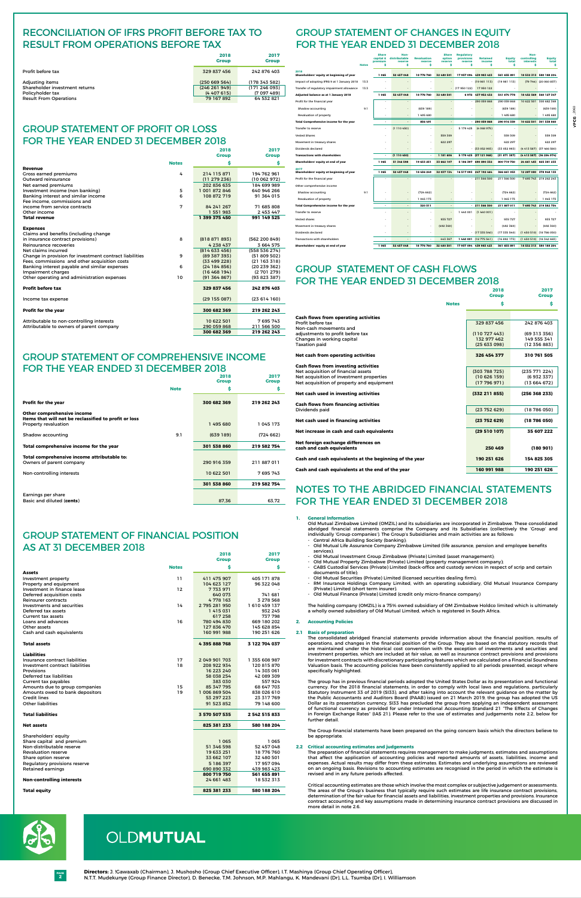# RECONCILIATION OF IFRS PROFIT BEFORE TAX TO RESULT FROM OPERATIONS BEFORE TAX

| | 2018 Group | 2017 Group |
|---|---|---|
| Profit before tax | 329 837 456 | 242 876 403 |
| Adjusting items | (250 669 564) | (178 343 582) |
| Shareholder investment returns | (246 261 949) | (171 246 093) |
| Policyholder tax | (4 407 615) | (7 097 489) |
| Result From Operations | 79 167 892 | 64 532 821 |

# GROUP STATEMENT OF PROFIT OR LOSS FOR THE YEAR ENDED 31 DECEMBER 2018

| | Notes | 2018 Group $ | 2017 Group $ |
|---|---|---|---|
| **Revenue** | | | |
| Gross earned premiums | 4 | 214 115 871 | 194 762 961 |
| Outward reinsurance | | (11 279 236) | (10 062 972) |
| Net earned premiums | | 202 836 635 | 184 699 989 |
| Investment income (non banking) | 5 | 1 001 872 846 | 640 946 266 |
| Banking interest and similar income | 6 | 108 872 719 | 91 364 015 |
| Fee income, commissions and income from service contracts | 7 | 84 241 267 | 71 685 808 |
| Other income | | 1 551 983 | 2 453 447 |
| **Total revenue** | | **1 399 375 450** | **991 149 525** |
| **Expenses** | | | |
| Claims and benefits (including change in insurance contract provisions) | 8 | (818 871 893) | (562 200 849) |
| Reinsurance recoveries | | 4 238 437 | 3 664 575 |
| Net claims incurred | | (814 633 456) | (558 536 274) |
| Change in provision for investment contract liabilities | 9 | (89 387 393) | (51 809 502) |
| Fees, commissions and other acquisition costs | | (33 499 228) | (21 163 318) |
| Banking interest payable and similar expenses | 6 | (24 184 856) | (20 239 362) |
| Impairment charges | | (16 468 194) | (2 701 279) |
| Other operating and administration expenses | 10 | (91 364 867) | (93 823 387) |
| **Profit before tax** | | **329 837 456** | **242 876 403** |
| Income tax expense | | (29 155 087) | (23 614 160) |
| **Profit for the year** | | **300 682 369** | **219 262 243** |
| Attributable to non-controlling interests | | 10 622 501 | 7 695 743 |
| Attributable to owners of parent company | | 290 059 868 | 211 566 500 |
| | | **300 682 369** | **219 262 243** |

# GROUP STATEMENT OF COMPREHENSIVE INCOME FOR THE YEAR ENDED 31 DECEMBER 2018

| | Note | 2018 Group $ | 2017 Group $ |
|---|---|---|---|
| **Profit for the year** | | **300 682 369** | **219 262 243** |
| **Other comprehensive income** | | | |
| **Items that will not be reclassified to profit or loss** | | | |
| Property revaluation | | 1 495 680 | 1 045 173 |
| Shadow accounting | 9.1 | (639 189) | (724 662) |
| **Total comprehensive income for the year** | | **301 538 860** | **219 582 754** |
| **Total comprehensive income attributable to:** | | | |
| Owners of parent company | | 290 916 359 | 211 887 011 |
| Non-controlling interests | | 10 622 501 | 7 695 743 |
| | | **301 538 860** | **219 582 754** |
| Earnings per share | | | |
| Basic and diluted (**cents**) | | 87,36 | 63,72 |

# GROUP STATEMENT OF FINANCIAL POSITION AS AT 31 DECEMBER 2018

| | Notes | 2018 Group $ | 2017 Group $ |
|---|---|---|---|
| **Assets** | | | |
| Investment property | 11 | 411 475 907 | 405 171 878 |
| Property and equipment | | 104 623 127 | 96 322 048 |
| Investment in finance lease | 12 | 7 733 971 | - |
| Deferred acquisition costs | | 640 073 | 741 681 |
| Reinsurer contracts | | 4 778 163 | 3 278 568 |
| Investments and securities | 14 | 2 795 281 950 | 1 610 459 137 |
| Deferred tax assets | | 1 415 031 | 932 245 |
| Current tax assets | | 617 258 | 737 798 |
| Loans and advances | 16 | 780 494 830 | 669 180 202 |
| Other assets | | 127 836 470 | 145 628 854 |
| Cash and cash equivalents | | 160 991 988 | 190 251 626 |
| **Total assets** | | **4 395 888 768** | **3 122 704 037** |
| **Liabilities** | | | |
| Insurance contract liabilities | 17 | 2 049 901 703 | 1 355 608 987 |
| Investment contract liabilities | 18 | 208 922 934 | 120 815 870 |
| Provisions | | 16 223 240 | 14 303 061 |
| Deferred tax liabilities | | 58 038 254 | 42 089 309 |
| Current tax payables | | 383 030 | 557 924 |
| Amounts due to group companies | 15 | 85 347 795 | 68 647 703 |
| Amounts owed to bank depositors | 19 | 1 006 869 504 | 838 026 610 |
| Credit lines | | 53 297 223 | 23 317 769 |
| Other liabilities | | 91 523 852 | 79 148 600 |
| **Total liabilities** | | **3 570 507 535** | **2 542 515 833** |
| **Net assets** | | **825 381 233** | **580 188 204** |
| Shareholders' equity | | | |
| Share capital and premium | | 1 065 | 1 065 |
| Non-distributable reserve | | 51 346 598 | 52 457 048 |
| Revaluation reserve | | 19 633 251 | 18 776 760 |
| Share option reserve | | 33 662 107 | 32 480 501 |
| Regulatory provisions reserve | | 5 186 397 | 17 957 094 |
| Retained earnings | | 690 890 332 | 439 983 423 |
| | | **800 719 750** | **561 655 891** |
| **Non-controlling interests** | | 24 661 483 | 18 532 313 |
| **Total equity** | | **825 381 233** | **580 188 204** |

# GROUP STATEMENT OF CHANGES IN EQUITY FOR THE YEAR ENDED 31 DECEMBER 2018

| | Notes | Share capital & premium $ | Non-distributable reserve $ | Revaluation reserve $ | Share option reserve $ | Regulatory provisions reserve $ | Retained income $ | Equity total $ | Non-controlling interests $ | Equity total $ |
|---|---|---|---|---|---|---|---|---|---|---|
| **2018** | | | | | | | | | | |
| **Shareholders' equity at beginning of year** | | 1 065 | 52 457 048 | 18 776 760 | 32 480 501 | 17 957 094 | 439 983 423 | 561 655 891 | 18 532 313 | 580 188 204 |
| Impact of adopting IFRS 9 at 1 January 2018 | 13.3 | - | - | - | - | - | (19 981 113) | (19 981 113) | (79 744) | (20 060 857) |
| Transfer of regulatory impairment allowance | 13.3 | - | - | - | - | (17 950 122) | 17 950 122 | - | - | - |
| **Adjusted balance at 1 January 2018** | | 1 065 | 52 457 048 | 18 776 760 | 32 480 501 | 6 972 | 437 952 432 | 541 674 778 | 18 452 569 | 560 127 347 |
| Profit for the financial year | | - | - | - | - | - | 290 059 868 | 290 059 868 | 10 622 501 | 300 682 369 |
| Shadow accounting | 9.1 | - | - | (639 189) | - | - | - | (639 189) | - | (639 189) |
| Revaluation of property | | - | - | 1 495 680 | - | - | - | 1 495 680 | - | 1 495 680 |
| **Total Comprehensive income for the year** | | - | - | 856 491 | - | - | 290 059 868 | 290 916 359 | 10 622 501 | 301 538 860 |
| Transfer to reserve | | - | (1 110 450) | - | - | 5 179 425 | (4 068 975) | - | - | - |
| Vested Shares | | - | - | - | 559 309 | - | - | 559 309 | - | 559 309 |
| Movement in treasury shares | | - | - | - | 622 297 | - | - | 622 297 | - | 622 297 |
| Dividends declared | | - | - | - | - | - | (23 052 993) | (23 052 993) | (4 413 587) | (27 466 580) |
| **Transactions with shareholders** | | - | (1 110 450) | - | 1 181 606 | 5 179 425 | (27 121 968) | (21 871 387) | (4 413 587) | (26 284 974) |
| **Shareholders' equity at end of year** | | 1 065 | 51 346 598 | 19 633 251 | 33 662 107 | 5 186 397 | 690 890 332 | 800 719 750 | 24 661 483 | 825 381 233 |
| **2017** | | | | | | | | | | |
| **Shareholders' equity at beginning of year** | | 1 065 | 52 457 048 | 18 456 249 | 32 037 134 | 16 517 093 | 247 192 464 | 366 661 053 | 12 287 080 | 378 948 133 |
| Profit for the financial year | | - | - | - | - | - | 211 566 500 | 211 566 500 | 7 695 743 | 219 262 243 |
| Other comprehensive income | | | | | | | | | | |
| Shadow accounting | 9.1 | - | - | (724 662) | - | - | - | (724 662) | - | (724 662) |
| Revaluation of property | | - | - | 1 045 173 | - | - | - | 1 045 173 | - | 1 045 173 |
| **Total Comprehensive income for the year** | | - | - | 320 511 | - | - | 211 566 500 | 211 887 011 | 7 695 743 | 219 582 754 |
| Transfer to reserve | | - | - | - | - | 1 440 001 | (1 440 001) | - | - | - |
| Vested shares | | - | - | - | 855 727 | - | - | 855 727 | - | 855 727 |
| Movement in treasury shares | | - | - | - | (412 360) | - | - | (412 360) | - | (412 360) |
| Dividends declared | | - | - | - | - | - | (17 335 540) | (17 335 540) | (1 450 510) | (18 786 050) |
| Transactions with shareholders | | - | - | - | 443 367 | 1 440 001 | (18 775 541) | (16 892 173) | (1 450 510) | (18 342 683) |
| **Shareholders' equity at end of year** | | 1 065 | 52 457 048 | 18 776 760 | 32 480 501 | 17 957 094 | 439 983 423 | 561 655 891 | 18 532 313 | 580 188 204 |

# GROUP STATEMENT OF CASH FLOWS FOR THE YEAR ENDED 31 DECEMBER 2018

| | Notes | 2018 Group $ | 2017 Group $ |
|---|---|---|---|
| **Cash flows from operating activities** | | | |
| Profit before tax | | 329 837 456 | 242 876 403 |
| Non-cash movements and adjustments to profit before tax | | (110 727 443) | (69 313 356) |
| Changes in working capital | | 132 977 462 | 149 555 341 |
| Taxation paid | | (25 633 098) | (12 356 883) |
| **Net cash from operating activities** | | **326 454 377** | **310 761 505** |
| **Cash flows from investing activities** | | | |
| Net acquisition of financial assets | | (303 788 725) | (235 771 224) |
| Net acquisition of investment properties | | (10 626 159) | (6 932 337) |
| Net acquisition of property and equipment | | (17 796 971) | (13 664 672) |
| **Net cash used in investing activities** | | **(332 211 855)** | **(256 368 233)** |
| **Cash flows from financing activities** | | | |
| Dividends paid | | (23 752 629) | (18 786 050) |
| **Net cash used in financing activities** | | **(23 752 629)** | **(18 786 050)** |
| **Net increase in cash and cash equivalents** | | **(29 510 107)** | **35 607 222** |
| **Net foreign exchange differences on cash and cash equivalents** | | **250 469** | **(180 901)** |
| **Cash and cash equivalents at the beginning of the year** | | **190 251 626** | **154 825 305** |
| **Cash and cash equivalents at the end of the year** | | **160 991 988** | **190 251 626** |

# NOTES TO THE ABRIDGED FINANCIAL STATEMENTS FOR THE YEAR ENDED 31 DECEMBER 2018

## 1. General Information

Old Mutual Zimbabwe Limited (OMZIL) and its subsidiaries are incorporated in Zimbabwe. These consolidated abridged financial statements comprise the Company and its Subsidiaries (collectively the 'Group' and individually 'Group companies'). The Group's Subsidiaries and main activities are as follows:

- Central Africa Building Society (banking);
- Old Mutual Life Assurance Company Zimbabwe Limited (life assurance, pension and employee benefits services);
- Old Mutual Investment Group Zimbabwe (Private) Limited (asset management);
- Old Mutual Property Zimbabwe (Private) Limited (property management company);
- CABS Custodial Services (Private) Limited (back-office and custody services in respect of scrip and certain documents of title);
- Old Mutual Securities (Private) Limited (licensed securities dealing firm);
- RM Insurance Holdings Company Limited, with an operating subsidiary, Old Mutual Insurance Company (Private) Limited (short term insurer).
- Old Mutual Finance (Private) Limited (credit only micro-finance company)

The holding company (OMZIL) is a 75% owned subsidiary of OM Zimbabwe Holdco limited which is ultimately a wholly owned subsidiary of Old Mutual Limited, which is registered in South Africa.

## 2. Accounting Policies

### 2.1 Basis of preparation

The consolidated abridged financial statements provide information about the financial position, results of operations, and changes in the financial position of the Group. They are based on the statutory records that are maintained under the historical cost convention with the exception of investments and securities and investment properties, which are included at fair value, as well as insurance contract provisions and provisions for investment contracts with discretionary participating features which are calculated on a Financial Soundness Valuation basis. The accounting policies have been consistently applied to all periods presented, except where specifically highlighted.

The group has in previous financial periods adopted the United States Dollar as its presentation and functional currency. For the 2018 financial statements, in order to comply with local laws and regulations, particularly Statutory Instrument 33 of 2019 (SI33), and after taking into account the relevant guidance on the matter by the Public Accountants and Auditors Board (PAAB) issued on 21 March 2019, the group has adopted the US Dollar as its presentation currency. SI33 has precluded the group from applying an independent assessment of functional currency as provided for under International Accounting Standard 21 "The Effects of Changes in Foreign Exchange Rates" (IAS 21). Please refer to the use of estimates and judgements note 2.2. below for further detail.

The Group financial statements have been prepared on the going concern basis which the directors believe to be appropriate.

### 2.2 Critical accounting estimates and judgements

The preparation of financial statements requires management to make judgements, estimates and assumptions that affect the application of accounting policies and reported amounts of assets, liabilities, income and expenses. Actual results may differ from these estimates. Estimates and underlying assumptions are reviewed on an ongoing basis. Revisions to accounting estimates are recognised in the period in which the estimate is revised and in any future periods affected.

Critical accounting estimates are those which involve the most complex or subjective judgement or assessments. The areas of the Group's business that typically require such estimates are life insurance contract provisions, determination of the fair value for financial assets and liabilities, investment properties and provisions. Insurance contract accounting and key assumptions made in determining insurance contract provisions are discussed in more detail in note 2.6.

**Directors:** J. Gawaxab (Chairman), J. Mushosho (Group Chief Executive Officer), I.T. Mashinya (Group Chief Operating Officer), N.T.T. Mudekunye (Group Finance Director), D. Benecke, T.M. Johnson, M.P. Mahlangu, K. Mandevani (Dr), L.L. Tsumba (Dr), I. Williamson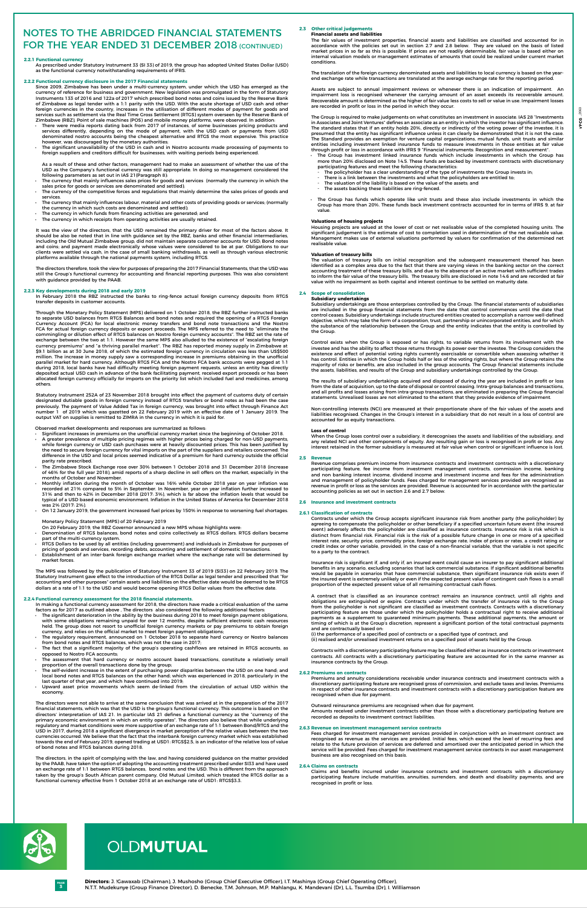# NOTES TO THE ABRIDGED FINANCIAL STATEMENTS FOR THE YEAR ENDED 31 DECEMBER 2018 (CONTINUED)

### 2.2.1 Functional currency

As prescribed under Statutory Instrument 33 (SI 33) of 2019, the group has adopted United States Dollar (USD) as the functional currency notwithstanding requirements of IFRS.

### 2.2.2 Functional currency disclosure in the 2017 Financial statements

Since 2009, Zimbabwe has been under a multi-currency system, under which the USD has emerged as the currency of reference for business and government. New legislation was promulgated in the form of Statutory Instruments 133 of 2016 and 122a of 2017 which prescribed bond notes and coins issued by the Reserve Bank of Zimbabwe as legal tender with a 1:1 parity with the USD. With the acute shortage of USD cash and other foreign currencies in the country, increases in the utilisation of different modes of payment for goods and services such as settlement via the Real Time Gross Settlement (RTGS) system overseen by the Reserve Bank of Zimbabwe (RBZ) Point of sale machines (POS) and mobile money platforms, were observed. In addition:

- There were media reports dating back from 2017 of instances, of some businesses pricing products and services differently, depending on the mode of payment, with USD cash or payments from USD denominated nostro accounts being the cheapest alternative and RTGS the most expensive. This practice however, was discouraged by the monetary authorities;
- The significant unavailability of the USD in cash and in Nostro accounts made processing of payments to foreign suppliers and creditors difficult for businesses, with waiting periods being experienced.

As a result of these and other factors, management had to make an assessment of whether the use of the USD as the Company's functional currency was still appropriate. In doing so management considered the following parameters as set out in IAS 21(Paragraph 8):

- The currency that mainly influences sales prices for goods and services (normally the currency in which the sales price for goods or services are denominated and settled);
- The currency of the competitive forces and regulations that mainly determine the sales prices of goods and services.
- The currency that mainly influences labour, material and other costs of providing goods or services; (normally the currency in which such costs are denominated and settled);
- The currency in which funds from financing activities are generated; and
- The currency in which receipts from operating activities are usually retained.

It was the view of the directors, that the USD remained the primary driver for most of the factors above. It should also be noted that in line with guidance set by the RBZ, banks and other financial intermediaries, including the Old Mutual Zimbabwe group, did not maintain separate customer accounts for USD; Bond notes and coins; and payment made electronically whose values were considered to be at par. Obligations to our clients were settled via cash, in the case of small banking withdrawals, as well as through various electronic platforms available through the national payments system, including RTGS.

The directors therefore, took the view for purposes of preparing the 2017 Financial Statements, that the USD was still the Group's functional currency for accounting and financial reporting purposes. This was also consistent with guidance provided by the PAAB.

### 2.2.3 Key developments during 2018 and early 2019

In February 2018 the RBZ instructed the banks to ring-fence actual foreign currency deposits from RTGS transfer deposits in customer accounts.

Through the Monetary Policy Statement (MPS) delivered on 1 October 2018, the RBZ further instructed banks to separate USD balances from RTGS Balances and bond notes and required the opening of a RTGS Foreign Currency Account (FCA) for local electronic money transfers and bond note transactions and the Nostro FCA for actual foreign currency deposits or export proceeds. The MPS referred to the need to "eliminate the commingling or dilution effect of RTGS balances on Nostro foreign currency accounts". The RBZ set the rate of exchange between the two at 1:1. However the same MPS also alluded to the existence of "escalating foreign currency premiums" and "a thriving parallel market". The RBZ had reported money supply in Zimbabwe at $9.1 billion as at 30 June 2018, of which the estimated foreign currency in circulation was less than US$500 million. The increase in money supply saw a corresponding increase in premiums obtaining in the unofficial parallel market for hard currency. Although RTGS FCA and the Nostro FCA bank accounts were pegged at 1:1 during 2018, local banks have had difficulty meeting foreign payment requests, unless an entity has directly deposited actual USD cash in advance of the bank facilitating payment, received export proceeds or has been allocated foreign currency officially for imports on the priority list which included fuel and medicines, among others.

Statutory Instrument 252A of 23 November 2018 brought into effect the payment of customs duty of certain designated dutiable goods in foreign currency instead of RTGS transfers or bond notes as had been the case previously. The payment of Value Added Tax in foreign currency, was brought into effect through Finance Act number 1 of 2019 which was gazetted on 22 February 2019 with an effective date of 1 January 2019. The output VAT on supplies is remitted to ZIMRA in the currency in which it is paid for.

Observed market developments and responses are summarized as follows:

- Significant increases in premiums on the unofficial currency market since the beginning of October 2018.
- A greater prevalence of multiple pricing regimes with higher prices being charged for non-USD payments, while foreign currency or USD cash purchases were at heavily discounted prices. This has been justified by the need to secure foreign currency for vital imports on the part of the suppliers and retailers concerned. The difference in the USD and local prices seemed indicative of a premium for hard currency outside the official parity rate prescribed.
- The Zimbabwe Stock Exchange rose over 30% between 1 October 2018 and 31 December 2018 (increase of 46% for the full year 2018), amid reports of a sharp decline in sell offers on the market, especially in the months of October and November.
- Monthly inflation during the month of October was 16% while October 2018 year on year inflation was recorded at 21% compared to 5% in September. In November, year on year inflation further increased to 31% and then to 42% in December 2018 (2017: 3%), which is far above the inflation levels that would be typical of a USD based economic environment. Inflation in the United States of America for December 2018 was 2% (2017: 2%).
- On 12 January 2019, the government increased fuel prices by 150% in response to worsening fuel shortages.

Monetary Policy Statement (MPS) of 20 February 2019

On 20 February 2019, the RBZ Governor announced a new MPS whose highlights were:

- Denomination of RTGS balances, bond notes and coins collectively as RTGS dollars. RTGS dollars became part of the multi-currency system.
- RTGS Dollars to be used by all entities (including government) and individuals in Zimbabwe for purposes of pricing of goods and services, recording debts, accounting and settlement of domestic transactions.
- Establishment of an inter-bank foreign exchange market where the exchange rate will be determined by market forces.

The MPS was followed by the publication of Statutory Instrument 33 of 2019 (SI33) on 22 February 2019. The Statutory Instrument gave effect to the introduction of the RTGS Dollar as legal tender and prescribed that "for accounting and other purposes" certain assets and liabilities on the effective date would be deemed to be RTGS dollars at a rate of 1:1 to the USD and would become opening RTGS Dollar values from the effective date.

### 2.2.4 Functional currency assessment for the 2018 financial statements.

In making a functional currency assessment for 2018, the directors have made a critical evaluation of the same factors as for 2017 as outlined above . The directors also considered the following additional factors:

- The significant deterioration in the ability by the business during 2018 to meet foreign payment obligations, with some obligations remaining unpaid for over 12 months, despite sufficient electronic cash resources held. The group does not resort to unofficial foreign currency markets or pay premiums to obtain foreign currency, and relies on the official market to meet foreign payment obligations;
- The regulatory requirement, announced on 1 October 2018 to separate hard currency or Nostro balances from bond notes and RTGS balances, which was not the case in 2017;
- The fact that a significant majority of the group's operating cashflows are retained in RTGS accounts, as opposed to Nostro FCA accounts;
- The assessment that hard currency or nostro account based transactions, constitute a relatively small proportion of the overall transactions done by the group;
- The self-evident increase in the extent of purchasing power disparities between the USD on one hand; and local bond notes and RTGS balances on the other hand; which was experienced in 2018, particularly in the last quarter of that year, and which have continued into 2019;
- Upward asset price movements which seem de-linked from the circulation of actual USD within the economy.

The directors were not able to arrive at the same conclusion that was arrived at in the preparation of the 2017 financial statements, which was that the USD is the group's functional currency. This outcome is based on the directors' interpretation of IAS 21. In particular IAS 21 defines a functional currency as the "currency of the primary economic environment in which an entity operates". The directors also believe that while underlying regulatory and market conditions were more supportive of an exchange rate of 1:1 between Bond/RTGS and the USD in 2017, during 2018 a significant divergence in market perception of the relative values between the two currencies occurred. We believe that the fact that the interbank foreign currency market which was established towards the end of February 2019, opened trading at USD1: RTGS$2.5, is an indicator of the relative loss of value of bond notes and RTGS balances during 2018.

The directors, in the spirit of complying with the law, and having considered guidance on the matter provided by the PAAB, have taken the option of adopting the accounting treatment prescribed under SI33 and have used an exchange rate of 1:1 between RTGS balances, bond notes, and the USD. This is different from the approach taken by the group's South African parent company, Old Mutual Limited, which treated the RTGS dollar as a functional currency effective from 1 October 2018 at an exchange rate of USD1: RTGS$3.3.

## 2.3 Other critical judgements

### Financial assets and liabilities

The fair values of investment properties, financial assets and liabilities are classified and accounted for in accordance with the policies set out in section 2.7 and 2.8 below. They are valued on the basis of listed market prices in so far as this is possible. If prices are not readily determinable, fair value is based either on internal valuation models or management estimates of amounts that could be realized under current market conditions.

The translation of the foreign currency denominated assets and liabilities to local currency is based on the year-end exchange rate while transactions are translated at the average exchange rate for the reporting period.

Assets are subject to annual impairment reviews or whenever there is an indication of impairment. An impairment loss is recognised whenever the carrying amount of an asset exceeds its recoverable amount. Recoverable amount is determined as the higher of fair value less costs to sell or value in use. Impairment losses are recorded in profit or loss in the period in which they occur.

The Group is required to make judgements on what constitutes an investment in associate. IAS 28 "Investments in Associates and Joint Ventures" defines an associate as an entity in which the investor has significant influence. The standard states that if an entity holds 20%, directly or indirectly of the voting power of the investee, it is presumed that the entity has significant influence unless it can clearly be demonstrated that it is not the case. The Standard provides an exemption for venture capital organizations, mutual funds, unit trusts and similar entities including investment linked insurance funds to measure investments in those entities at fair value through profit or loss in accordance with IFRS 9 "Financial instruments: Recognition and measurement".

- The Group has investment linked insurance funds which include investments in which the Group has more than 20% disclosed on Note 14.5. These funds are backed by investment contracts with discretionary participating features and meet the following characteristics:
  - The policyholder has a clear understanding of the type of investments the Group invests in;
  - There is a link between the investments and what the policyholders are entitled to;
  - The valuation of the liability is based on the value of the assets; and
  - The assets backing these liabilities are ring-fenced.
- The Group has funds which operate like unit trusts and these also include investments in which the Group has more than 20%. These funds back investment contracts accounted for in terms of IFRS 9, at fair value.

### Valuations of housing projects

Housing projects are valued at the lower of cost or net realisable value of the completed housing units. The significant judgement is the estimate of cost to completion used in determination of the net realisable value. Management makes use of external valuations performed by valuers for confirmation of the determined net realisable value.

### Valuation of treasury bills

The valuation of treasury bills on initial recognition and the subsequent measurement thereof has been identified as a complex area due to the fact that there are varying views in the banking sector on the correct accounting treatment of these treasury bills, and due to the absence of an active market with sufficient trades to inform the fair value of the treasury bills. The treasury bills are disclosed in note 14.6 and are recorded at fair value with no impairment as both capital and interest continue to be settled on maturity date.

## 2.4 Scope of consolidation

### Subsidiary undertakings

Subsidiary undertakings are those enterprises controlled by the Group. The financial statements of subsidiaries are included in the group financial statements from the date that control commences until the date that control ceases. Subsidiary undertakings include structured entities created to accomplish a narrow well-defined objective, which may take the form of a corporation, trust, partnership or unincorporated entities, and for which the substance of the relationship between the Group and the entity indicates that the entity is controlled by the Group.

Control exists when the Group is exposed or has rights, to variable returns from its involvement with the investee and has the ability to affect those returns through its power over the investee. The Group considers the existence and effect of potential voting rights currently exercisable or convertible when assessing whether it has control. Entities in which the Group holds half or less of the voting rights, but where the Group retains the majority of risks or benefits, are also included in the group accounts. The Group financial statements include the assets, liabilities, and results of the Group and subsidiary undertakings controlled by the Group.

The results of subsidiary undertakings acquired and disposed of during the year are included in profit or loss from the date of acquisition, up to the date of disposal or control ceasing. Intra-group balances and transactions, and all profits and losses arising from intra-group transactions, are eliminated in preparing the Group financial statements. Unrealised losses are not eliminated to the extent that they provide evidence of impairment.

Non-controlling interests (NCI) are measured at their proportionate share of the fair values of the assets and liabilities recognised. Changes in the Group's interest in a subsidiary that do not result in a loss of control are accounted for as equity transactions.

### Loss of control

When the Group loses control over a subsidiary, it derecognises the assets and liabilities of the subsidiary, and any related NCI and other components of equity. Any resulting gain or loss is recognised in profit or loss. Any interest retained in the former subsidiary is measured at fair value when control or significant influence is lost.

## 2.5 Revenue

Revenue comprises premium income from insurance contracts and investment contracts with a discretionary participating feature, fee income from investment management contracts, commission income, banking and non banking interest income, dividend income and investment income and fees for the administration and management of policyholder funds. Fees charged for management services provided are recognised as revenue in profit or loss as the services are provided. Revenue is accounted for in accordance with the particular accounting policies as set out in section 2.6 and 2.7 below.

## 2.6 Insurance and investment contracts

### 2.6.1 Classification of contracts

Contracts under which the Group accept significant insurance risk from another party (the policyholder) by agreeing to compensate the policyholder or other beneficiary if a specified uncertain future event (the insured event) adversely affects the policyholder are classified as insurance contracts. Insurance risk is risk which is distinct from financial risk. Financial risk is the risk of a possible future change in one or more of a specified interest rate, security price, commodity price, foreign exchange rate, index of prices or rates, a credit rating or credit index or other variable, provided, in the case of a non-financial variable, that the variable is not specific to a party to the contract.

Insurance risk is significant if, and only if, an insured event could cause an insurer to pay significant additional benefits in any scenario, excluding scenarios that lack commercial substance. If significant additional benefits would be payable in scenarios that have commercial substance, then significant insurance risk exists even if the insured event is extremely unlikely or even if the expected present value of contingent cash flows is a small proportion of the expected present value of all remaining contractual cash flows.

A contract that is classified as an insurance contract remains an insurance contract, until all rights and obligations are extinguished or expire. Contracts under which the transfer of insurance risk to the Group from the policyholder is not significant are classified as investment contracts. Contracts with a discretionary participating feature are those under which the policyholder holds a contractual right to receive additional payments as a supplement to guaranteed minimum payments. These additional payments, the amount or timing of which is at the Group's discretion, represent a significant portion of the total contractual payments and are contractually based on:

(i) the performance of a specified pool of contracts or a specified type of contract, and
(ii) realised and/or unrealised investment returns on a specified pool of assets held by the Group.

Contracts with a discretionary participating feature may be classified either as insurance contracts or investment contracts. All contracts with a discretionary participating feature are accounted for in the same manner as insurance contracts by the Group.

### 2.6.2 Premiums on contracts

Premiums and annuity considerations receivable under insurance contracts and investment contracts with a discretionary participating feature are recognised gross of commission, and exclude taxes and levies. Premiums in respect of other insurance contracts and investment contracts with a discretionary participation feature are recognised when due for payment.

Outward reinsurance premiums are recognised when due for payment.
Amounts received under investment contracts other than those with a discretionary participating feature are recorded as deposits to investment contract liabilities.

### 2.6.3 Revenue on investment management service contracts

Fees charged for investment management services provided in conjunction with an investment contract are recognised as revenue as the services are provided. Initial fees, which exceed the level of recurring fees and relate to the future provision of services are deferred and amortised over the anticipated period in which the service will be provided. Fees charged for investment management service contracts in our asset management business are also recognised on this basis.

### 2.6.4 Claims on contracts

Claims and benefits incurred under insurance contracts and investment contracts with a discretionary participating feature include maturities, annuities, surrenders, and death and disability payments, and are recognised in profit or loss.

**Directors:** J. Kgawaxab (Chairman), J. Mushosho (Group Chief Executive Officer), I.T. Mashinya (Group Chief Operating Officer), N.T.T. Mudekunye (Group Finance Director), D. Benecke, T.M. Johnson, M.P. Mahlangu, K. Mandevani (Dr), L.L. Tsumba (Dr), I. Williamson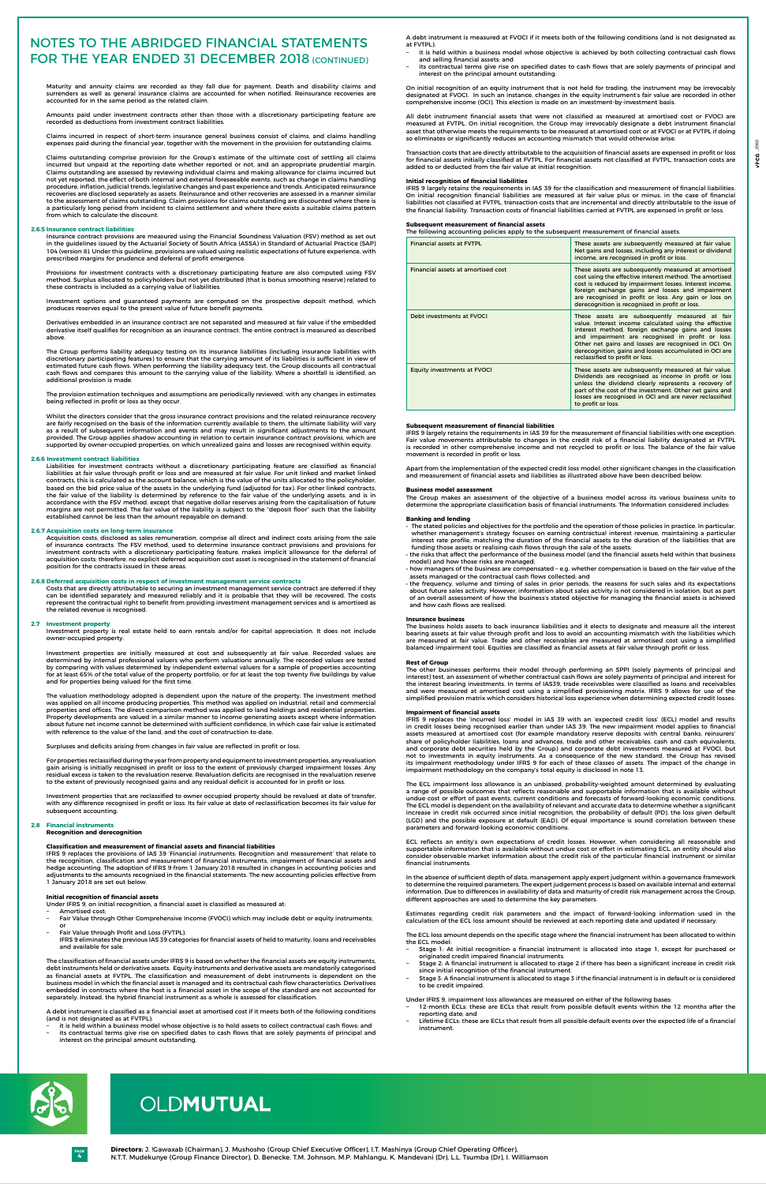# NOTES TO THE ABRIDGED FINANCIAL STATEMENTS FOR THE YEAR ENDED 31 DECEMBER 2018 (CONTINUED)

Maturity and annuity claims are recorded as they fall due for payment. Death and disability claims and surrenders as well as general insurance claims are accounted for when notified. Reinsurance recoveries are accounted for in the same period as the related claim.

Amounts paid under investment contracts other than those with a discretionary participating feature are recorded as deductions from investment contract liabilities.

Claims incurred in respect of short-term insurance general business consist of claims, and claims handling expenses paid during the financial year, together with the movement in the provision for outstanding claims.

Claims outstanding comprise provision for the Group's estimate of the ultimate cost of settling all claims incurred but unpaid at the reporting date whether reported or not, and an appropriate prudential margin. Claims outstanding are assessed by reviewing individual claims and making allowance for claims incurred but not yet reported, the effect of both internal and external foreseeable events, such as change in claims handling procedure, inflation, judicial trends, legislative changes and past experience and trends. Anticipated reinsurance recoveries are disclosed separately as assets. Reinsurance and other recoveries are assessed in a manner similar to the assessment of claims outstanding. Claim provisions for claims outstanding are discounted where there is a particularly long period from incident to claims settlement and where there exists a suitable claims pattern from which to calculate the discount.

### 2.6.5 Insurance contract liabilities

Insurance contract provisions are measured using the Financial Soundness Valuation (FSV) method as set out in the guidelines issued by the Actuarial Society of South Africa (ASSA) in Standard of Actuarial Practice (SAP) 104 (version 8). Under this guideline, provisions are valued using realistic expectations of future experience, with prescribed margins for prudence and deferral of profit emergence.

Provisions for investment contracts with a discretionary participating feature are also computed using FSV method. Surplus allocated to policyholders but not yet distributed (that is bonus smoothing reserve) related to these contracts is included as a carrying value of liabilities.

Investment options and guaranteed payments are computed on the prospective deposit method, which produces reserves equal to the present value of future benefit payments.

Derivatives embedded in an insurance contract are not separated and measured at fair value if the embedded derivative itself qualifies for recognition as an insurance contract. The entire contract is measured as described above.

The Group performs liability adequacy testing on its insurance liabilities (including insurance liabilities with discretionary participating features) to ensure that the carrying amount of its liabilities is sufficient in view of estimated future cash flows. When performing the liability adequacy test, the Group discounts all contractual cash flows and compares this amount to the carrying value of the liability. Where a shortfall is identified, an additional provision is made.

The provision estimation techniques and assumptions are periodically reviewed, with any changes in estimates being reflected in profit or loss as they occur.

Whilst the directors consider that the gross insurance contract provisions and the related reinsurance recovery are fairly recognised on the basis of the information currently available to them, the ultimate liability will vary as a result of subsequent information and events and may result in significant adjustments to the amount provided. The Group applies shadow accounting in relation to certain insurance contract provisions, which are supported by owner-occupied properties, on which unrealized gains and losses are recognised within equity.

### 2.6.6 Investment contract liabilities

Liabilities for investment contracts without a discretionary participating feature are classified as financial liabilities at fair value through profit or loss and are measured at fair value. For unit linked and market linked contracts, this is calculated as the account balance, which is the value of the units allocated to the policyholder, based on the bid price value of the assets in the underlying fund (adjusted for tax). For other linked contracts, the fair value of the liability is determined by reference to the fair value of the underlying assets, and is in accordance with the FSV method, except that negative dollar reserves arising from the capitalisation of future margins are not permitted. The fair value of the liability is subject to the "deposit floor" such that the liability established cannot be less than the amount repayable on demand.

### 2.6.7 Acquisition costs on long-term insurance

Acquisition costs, disclosed as sales remuneration, comprise all direct and indirect costs arising from the sale of insurance contracts. The FSV method, used to determine insurance contract provisions and provisions for investment contracts with a discretionary participating feature, makes implicit allowance for the deferral of acquisition costs; therefore, no explicit deferred acquisition cost asset is recognised in the statement of financial position for the contracts issued in these areas.

### 2.6.8 Deferred acquisition costs in respect of investment management service contracts

Costs that are directly attributable to securing an investment management service contract are deferred if they can be identified separately and measured reliably and it is probable that they will be recovered. The costs represent the contractual right to benefit from providing investment management services and is amortised as the related revenue is recognised.

## 2.7 Investment property

Investment property is real estate held to earn rentals and/or for capital appreciation. It does not include owner-occupied property.

Investment properties are initially measured at cost and subsequently at fair value. Recorded values are determined by internal professional valuers who perform valuations annually. The recorded values are tested by comparing with values determined by independent external valuers for a sample of properties accounting for at least 65% of the total value of the property portfolio, or for at least the top twenty five buildings by value and for properties being valued for the first time.

The valuation methodology adopted is dependent upon the nature of the property. The investment method was applied on all income producing properties. This method was applied on industrial, retail and commercial properties and offices. The direct comparison method was applied to land holdings and residential properties. Property developments are valued in a similar manner to income generating assets except where information about future net income cannot be determined with sufficient confidence, in which case fair value is estimated with reference to the value of the land, and the cost of construction to date.

Surpluses and deficits arising from changes in fair value are reflected in profit or loss.

For properties reclassified during the year from property and equipment to investment properties, any revaluation gain arising is initially recognised in profit or loss to the extent of previously charged impairment losses. Any residual excess is taken to the revaluation reserve. Revaluation deficits are recognised in the revaluation reserve to the extent of previously recognised gains and any residual deficit is accounted for in profit or loss.

Investment properties that are reclassified to owner occupied property should be revalued at date of transfer, with any difference recognised in profit or loss. Its fair value at date of reclassification becomes its fair value for subsequent accounting.

## 2.8 Financial instruments

**Recognition and derecognition**

**Classification and measurement of financial assets and financial liabilities**

IFRS 9 replaces the provisions of IAS 39 'Financial instruments: Recognition and measurement' that relate to the recognition, classification and measurement of financial instruments, impairment of financial assets and hedge accounting. The adoption of IFRS 9 from 1 January 2018 resulted in changes in accounting policies and adjustments to the amounts recognised in the financial statements. The new accounting policies effective from 1 January 2018 are set out below.

**Initial recognition of financial assets**

Under IFRS 9, on initial recognition, a financial asset is classified as measured at:

- Amortised cost;
- Fair Value through Other Comprehensive Income (FVOCI) which may include debt or equity instruments; or
- Fair Value through Profit and Loss (FVTPL).
  IFRS 9 eliminates the previous IAS 39 categories for financial assets of held to maturity, loans and receivables and available for sale.

The classification of financial assets under IFRS 9 is based on whether the financial assets are equity instruments, debt instruments held or derivative assets. Equity instruments and derivative assets are mandatorily categorised as financial assets at FVTPL. The classification and measurement of debt instruments is dependent on the business model in which the financial asset is managed and its contractual cash flow characteristics. Derivatives embedded in contracts where the host is a financial asset in the scope of the standard are not accounted for separately. Instead, the hybrid financial instrument as a whole is assessed for classification.

A debt instrument is classified as a financial asset at amortised cost if it meets both of the following conditions (and is not designated as at FVTPL):

- it is held within a business model whose objective is to hold assets to collect contractual cash flows; and
- its contractual terms give rise on specified dates to cash flows that are solely payments of principal and interest on the principal amount outstanding.

A debt instrument is measured at FVOCI if it meets both of the following conditions (and is not designated as at FVTPL):

- it is held within a business model whose objective is achieved by both collecting contractual cash flows and selling financial assets; and
- its contractual terms give rise on specified dates to cash flows that are solely payments of principal and interest on the principal amount outstanding.

On initial recognition of an equity instrument that is not held for trading, the instrument may be irrevocably designated at FVOCI. In such an instance, changes in the equity instrument's fair value are recorded in other comprehensive income (OCI). This election is made on an investment-by-investment basis.

All debt instrument financial assets that were not classified as measured at amortised cost or FVOCI are measured at FVTPL. On initial recognition, the Group may irrevocably designate a debt instrument financial asset that otherwise meets the requirements to be measured at amortised cost or at FVOCI or at FVTPL if doing so eliminates or significantly reduces an accounting mismatch that would otherwise arise.

Transaction costs that are directly attributable to the acquisition of financial assets are expensed in profit or loss for financial assets initially classified at FVTPL. For financial assets not classified at FVTPL, transaction costs are added to or deducted from the fair value at initial recognition.

**Initial recognition of financial liabilities**

IFRS 9 largely retains the requirements in IAS 39 for the classification and measurement of financial liabilities. On initial recognition financial liabilities are measured at fair value plus or minus, in the case of financial liabilities not classified at FVTPL, transaction costs that are incremental and directly attributable to the issue of the financial liability. Transaction costs of financial liabilities carried at FVTPL are expensed in profit or loss.

**Subsequent measurement of financial assets**

The following accounting policies apply to the subsequent measurement of financial assets.

| | |
|---|---|
| Financial assets at FVTPL | These assets are subsequently measured at fair value. Net gains and losses, including any interest or dividend income, are recognised in profit or loss. |
| Financial assets at amortised cost | These assets are subsequently measured at amortised cost using the effective interest method. The amortised cost is reduced by impairment losses. Interest income, foreign exchange gains and losses and impairment are recognised in profit or loss. Any gain or loss on derecognition is recognised in profit or loss. |
| Debt investments at FVOCI | These assets are subsequently measured at fair value. Interest income calculated using the effective interest method, foreign exchange gains and losses and impairment are recognised in profit or loss. Other net gains and losses are recognised in OCI. On derecognition, gains and losses accumulated in OCI are reclassified to profit or loss. |
| Equity investments at FVOCI | These assets are subsequently measured at fair value. Dividends are recognised as income in profit or loss unless the dividend clearly represents a recovery of part of the cost of the investment. Other net gains and losses are recognised in OCI and are never reclassified to profit or loss. |

**Subsequent measurement of financial liabilities**

IFRS 9 largely retains the requirements in IAS 39 for the measurement of financial liabilities with one exception. Fair value movements attributable to changes in the credit risk of a financial liability designated at FVTPL is recorded in other comprehensive income and not recycled to profit or loss. The balance of the fair value movement is recorded in profit or loss.

Apart from the implementation of the expected credit loss model, other significant changes in the classification and measurement of financial assets and liabilities as illustrated above have been described below.

**Business model assessment**

The Group makes an assessment of the objective of a business model across its various business units to determine the appropriate classification basis of financial instruments. The information considered includes:

**Banking and lending**

- the stated policies and objectives for the portfolio and the operation of those policies in practice. In particular, whether management's strategy focuses on earning contractual interest revenue, maintaining a particular interest rate profile, matching the duration of the financial assets to the duration of the liabilities that are funding those assets or realising cash flows through the sale of the assets;
- the risks that affect the performance of the business model (and the financial assets held within that business model) and how those risks are managed;
- how managers of the business are compensated – e.g. whether compensation is based on the fair value of the assets managed or the contractual cash flows collected; and
- the frequency, volume and timing of sales in prior periods, the reasons for such sales and its expectations about future sales activity. However, information about sales activity is not considered in isolation, but as part of an overall assessment of how the business's stated objective for managing the financial assets is achieved and how cash flows are realised.

**Insurance business**

The business holds assets to back insurance liabilities and it elects to designate and measure all the interest bearing assets at fair value through profit and loss to avoid an accounting mismatch with the liabilities which are measured at fair value. Trade and other receivables are measured at amortised cost using a simplified balanced impairment tool. Equities are classified as financial assets at fair value through profit or loss.

**Rest of Group**

The other businesses perform their model through performing an SPPI (solely payments of principal and interest) test, an assessment of whether contractual cash flows are solely payments of principal and interest for the interest bearing investments. In terms of IAS39, trade receivables were classified as loans and receivables and were measured at amortised cost using a simplified provisioning matrix. IFRS 9 allows for use of the simplified provision matrix which considers historical loss experience when determining expected credit losses.

**Impairment of financial assets**

IFRS 9 replaces the 'incurred loss' model in IAS 39 with an 'expected credit loss' (ECL) model and results in credit losses being recognised earlier than under IAS 39. The new impairment model applies to financial assets measured at amortised cost (for example mandatory reserve deposits with central banks, reinsurers' share of policyholder liabilities, loans and advances, trade and other receivables, cash and cash equivalents, and corporate debt securities held by the Group) and corporate debt investments measured at FVOCI, but not to investments in equity instruments. As a consequence of the new standard, the Group has revised its impairment methodology under IFRS 9 for each of these classes of assets. The impact of the change in impairment methodology on the company's total equity is disclosed in note 13.

The ECL impairment loss allowance is an unbiased, probability-weighted amount determined by evaluating a range of possible outcomes that reflects reasonable and supportable information that is available without undue cost or effort of past events, current conditions and forecasts of forward-looking economic conditions. The ECL model is dependent on the availability of relevant and accurate data to determine whether a significant increase in credit risk occurred since initial recognition, the probability of default (PD), the loss given default (LGD) and the possible exposure at default (EAD). Of equal importance is sound correlation between these parameters and forward-looking economic conditions.

ECL reflects an entity's own expectations of credit losses. However, when considering all reasonable and supportable information that is available without undue cost or effort in estimating ECL, an entity should also consider observable market information about the credit risk of the particular financial instrument or similar financial instruments.

In the absence of sufficient depth of data, management apply expert judgment within a governance framework to determine the required parameters. The expert judgement process is based on available internal and external information. Due to differences in availability of data and maturity of credit risk management across the Group, different approaches are used to determine the key parameters.

Estimates regarding credit risk parameters and the impact of forward-looking information used in the calculation of the ECL loss amount should be reviewed at each reporting date and updated if necessary.

The ECL loss amount depends on the specific stage where the financial instrument has been allocated to within the ECL model:

- Stage 1: At initial recognition a financial instrument is allocated into stage 1, except for purchased or originated credit impaired financial instruments.
- Stage 2: A financial instrument is allocated to stage 2 if there has been a significant increase in credit risk since initial recognition of the financial instrument.
- Stage 3: A financial instrument is allocated to stage 3 if the financial instrument is in default or is considered to be credit impaired.

Under IFRS 9, impairment loss allowances are measured on either of the following bases:

- 12-month ECLs: these are ECLs that result from possible default events within the 12 months after the reporting date; and
- Lifetime ECLs: these are ECLs that result from all possible default events over the expected life of a financial instrument.

**Directors:** J. !Gawaxab (Chairman), J. Mushosho (Group Chief Executive Officer), I.T. Mashinya (Group Chief Operating Officer), N.T.T. Mudekunye (Group Finance Director), D. Benecke, T.M. Johnson, M.P. Mahlangu, K. Mandevani (Dr), L.L. Tsumba (Dr), I. Williamson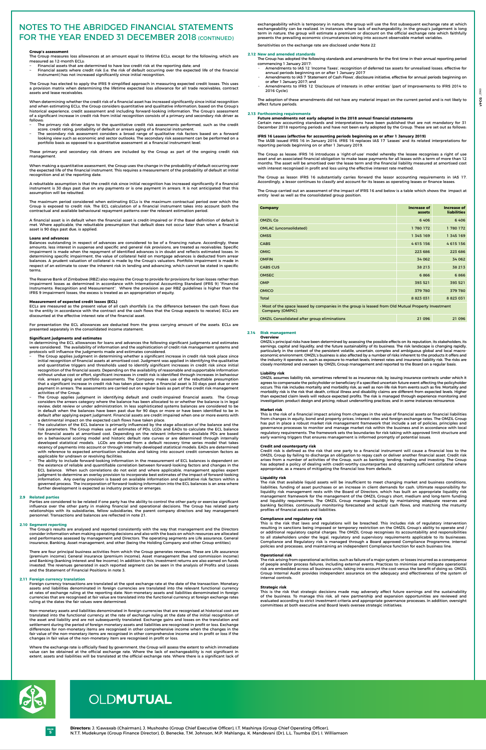# NOTES TO THE ABRIDGED FINANCIAL STATEMENTS FOR THE YEAR ENDED 31 DECEMBER 2018 (CONTINUED)

**Group's assessment**

The Group measures loss allowances at an amount equal to lifetime ECLs, except for the following, which are measured as 12-month ECLs:

- Financial assets that are determined to have low credit risk at the reporting date; and
- Financial assets where credit risk (i.e. the risk of default occurring over the expected life of the financial instrument) has not increased significantly since initial recognition.

The Group has elected to apply the IFRS 9 simplified approach in measuring expected credit losses. This uses a provision matrix when determining the lifetime expected loss allowance for all trade receivables, contract assets and lease receivables.

When determining whether the credit risk of a financial asset has increased significantly since initial recognition and when estimating ECLs, the Group considers quantitative and qualitative information, based on the Group's historical experience, credit assessment and including forward-looking information. The Group's assessment of a significant increase in credit risk from initial recognition consists of a primary and secondary risk driver as follows:

- The primary risk driver aligns to the quantitative credit risk assessments performed, such as the credit score, credit rating, probability of default or arrears aging of a financial instrument.
- The secondary risk assessment considers a broad range of qualitative risk factors based on a forward looking view such as economic and sector outlooks. The secondary risk assessment can be performed on a portfolio basis as opposed to a quantitative assessment at a financial instrument level.

These primary and secondary risk drivers are included by the Group as part of the ongoing credit risk management.

When making a quantitative assessment, the Group uses the change in the probability of default occurring over the expected life of the financial instrument. This requires a measurement of the probability of default at initial recognition and at the reporting date.

A rebuttable assumption is that the credit risk since initial recognition has increased significantly if a financial instrument is 30 days past due on any payments or is one payment in arrears. It is not anticipated that this assumption will be rebutted.

The maximum period considered when estimating ECLs is the maximum contractual period over which the Group is exposed to credit risk. The ECL calculation of a financial instrument takes into account both the contractual and available behavioural repayment patterns over the relevant estimation period.

A financial asset is in default when the financial asset is credit-impaired or if the Basel definition of default is met. Where applicable, the rebuttable presumption that default does not occur later than when a financial asset is 90 days past due, is applied.

**Loans and advances**

Balances outstanding in respect of advances are considered to be of a financing nature. Accordingly, these amounts, less interest in suspense and specific and general risk provisions, are treated as receivables. Specific impairment is made when the repayment of identified advances is in doubt and reflects estimated losses. In determining specific impairment, the value of collateral held on mortgage advances is deducted from arrear balances. A prudent valuation of collateral is made by the Group's valuators. Portfolio impairment is made in respect of an estimate to cover the inherent risk in lending and advancing, which cannot be stated in specific terms.

The Reserve Bank of Zimbabwe (RBZ) also requires the Group to provide for provisions for loan losses rather than impairment losses as determined in accordance with International Accounting Standard (IFRS 9) "Financial Instruments: Recognition and Measurement". Where the provision as per RBZ guidelines is higher than the IFRS 9 impairment losses, the excess is treated as an appropriation of equity.

**Measurement of expected credit losses (ECL)**

ECLs are measured as the present value of all cash shortfalls (i.e. the difference between the cash flows due to the entity in accordance with the contract and the cash flows that the Group expects to receive). ECLs are discounted at the effective interest rate of the financial asset.

For presentation the ECL allowances are deducted from the gross carrying amount of the assets. ECLs are presented separately in the consolidated income statement.

**Significant judgments and estimates**

In determining the ECL allowances for loans and advances the following significant judgments and estimates were considered. The availability of information and the sophistication of credit risk management systems and protocols will influence the judgments made and estimates considered.

- The Group applies judgment in determining whether a significant increase in credit risk took place since initial recognition of financial assets at amortised cost. Judgment was applied in identifying the qualitative and quantitative triggers and thresholds used to identify significant increases in credit risk since initial recognition of the financial assets. Depending on the availability of reasonable and supportable information without undue cost or effort, significant increases in credit risk is identified through increases in behaviour risk, arrears aging and portfolio assessments. The Company makes use of the rebuttable presumption that a significant increase in credit risk has taken place when a financial asset is 30 days past due or one payment in arrears. The assessments are carried out on regular basis as part of the credit risk management activities of the Group.
- The Group applies judgment in identifying default and credit-impaired financial assets. The Group considers the arrears category where the balance has been allocated to or whether the balance is in legal review, debt review or under administration. In less sophisticated systems balances are considered to be in default when the balances have been past due for 90 days or more or have been identified to be in default after applying expert judgment. Financial assets are credit impaired when one or more events with a detrimental impact on the expected cash flows have taken place.
- The calculation of the ECL balance is primarily influenced by the stage allocation of the balance and the risk parameters. The Group makes use of estimates of PDs, LGDs and EADs to calculate the ECL balance for financial assets at amortised cost. Depending on the relevant information available PDs are based on a behavioural scoring model and historic default rate curves or are determined through internally developed statistical models. LGDs are derived from a default recovery time series model that takes recency of payments into account or through internally developed statistical models. EADs are determined with reference to expected amortisation schedules and taking into account credit conversion factors as applicable for undrawn or revolving facilities.
- The ability to include forward-looking information in the measurement of ECL balances is dependent on the existence of reliable and quantifiable correlation between forward-looking factors and changes in the ECL balance. When such correlations do not exist and where applicable, management applies expert judgment to determine an overlay provision to incorporate best estimates of the impact of forward-looking information. Any overlay provision is based on available information and qualitative risk factors within a governed process. The incorporation of forward-looking information into the ECL balances is an area where further development is expected as industry practice or emerges.

## 2.9 Related parties

Parties are considered to be related if one party has the ability to control the other party or exercise significant influence over the other party in making financial and operational decisions. The Group has related party relationships with its subsidiaries, fellow subsidiaries, the parent company directors and key management personnel. Transactions and balances are reflected in note 21.

## 2.10 Segment reporting

The Group's results are analysed and reported consistently with the way that management and the Directors consider information when making operating decisions and also with the basis on which resources are allocated and performance assessed by management and Directors. The operating segments are Life assurance, General insurance, Banking, Asset management, and other (being the Holding Company and other Group entities).

There are four principal business activities from which the Group generates revenues. These are Life assurance (premium income), General insurance (premium income), Asset management (fee and commission income) and Banking (banking interest and fee income). In addition to this, investment returns are also earned on funds invested. The revenues generated in each reported segment can be seen in the analysis of Profits and Losses and the Statement of Financial Positions in note 3.

## 2.11 Foreign currency translation

Foreign currency transactions are translated at the spot exchange rate at the date of the transaction. Monetary assets and liabilities denominated in foreign currencies are translated into the relevant functional currency at rates of exchange ruling at the reporting date. Non-monetary assets and liabilities denominated in foreign currencies that are recognised at fair value are translated into the functional currency at foreign exchange rates ruling at the dates the fair values were determined.

Non-monetary assets and liabilities denominated in foreign currencies that are recognised at historical cost are translated into the functional currency at the rate of exchange ruling at the date of the initial recognition of the asset and liability and are not subsequently translated. Exchange gains and losses on the translation and settlement during the period of foreign monetary assets and liabilities are recognised in profit or loss. Exchange differences for non-monetary items are recognised in other comprehensive income when the changes in the fair value of the non-monetary items are recognised in other comprehensive income and in profit or loss if the changes in fair value of the non-monetary item are recognised in profit or loss.

Where the exchange rate is officially fixed by government, the Group will assess the extent to which immediate value can be obtained at the official exchange rate. Where the lack of exchangeability is not significant in extent, assets and liabilities will be translated at the official exchange rate. Where there is a significant lack of exchangeability which is temporary in nature, the group will use the first subsequent exchange rate at which exchangeability can be realized. In instances where lack of exchangeability, in the group's judgement is long term in nature, the group will estimate a premium or discount on the official exchange rate which faithfully presents the prevailing economic circumstances taking into account observable market variables.

Sensitivities on the exchange rate are disclosed under Note 22

## 2.12 New and amended standards

The Group has adopted the following standards and amendments for the first time in their annual reporting period commencing 1 January 2017:

- Amendments to IAS 12 'Income Taxes', recognition of deferred tax assets for unrealised losses, effective for annual periods beginning on or after 1 January 2017
- Amendments to IAS 7 'Statement of Cash Flows', disclosure initiative, effective for annual periods beginning on or after 1 January 2017; and
- Amendments to IFRS 12 'Disclosure of Interests in other entities' (part of Improvements to IFRS 2014 to 2016 Cycle).

The adoption of these amendments did not have any material impact on the current period and is not likely to affect future periods.

## 2.13 Forthcoming requirements

**Future amendments not early adopted in the 2018 annual financial statements**

Certain new accounting standards and interpretations have been published that are not mandatory for 31 December 2018 reporting periods and have not been early adopted by the Group. These are set out as follows:

**IFRS 16 Leases (effective for accounting periods beginning on or after 1 January 2019)**

The IASB issued IFRS 16 in January 2016. IFRS 16 replaces IAS 17 'Leases' and its related interpretations for reporting periods beginning on or after 1 January 2019.

The Group as lessee: IFRS 16 introduces a 'right-of-use' model whereby the lessee recognises a right of use asset and an associated financial obligation to make lease payments for all leases with a term of more than 12 months. The asset will be amortised over the lease term and the financial liability measured at amortised cost with interest recognised in profit and loss using the effective interest rate method.

The Group as lessor: IFRS 16 substantially carries forward the lessor accounting requirements in IAS 17. Accordingly, a lessor continues to classify and account for its leases as operating leases or finance leases.

The Group carried out an assessment of the impact of IFRS 16 and below is a table which shows the impact at entity level as well as the consolidated group position.

| Company | Increase of assets | Increase of liabilities |
|---|---|---|
| OMZIL Co | 6 406 | 6 406 |
| OMLAC (unconsolidated) | 1 780 172 | 1 780 172 |
| OMSS | 1 345 169 | 1 345 169 |
| CABS | 4 615 156 | 4 615 156 |
| OMIG | 223 686 | 223 686 |
| OMFIN | 34 062 | 34 062 |
| CABS CUS | 38 213 | 38 213 |
| OMSEC | 6 866 | 6 866 |
| OMP | 393 521 | 393 521 |
| OMICO | 379 780 | 379 780 |
| Total | 8 823 031 | 8 823 031 |
| • Most of the space leased by companies in the group is leased from Old Mutual Property Investment Company (OMPIC) | | |
| OMZIL Consolidated after group eliminations | 21 096 | 21 096 |

## 2.14 Risk management

**Overview**

OMZIL's principal risks have been determined by assessing the possible effects on its reputation, its stakeholders, its earnings, capital and liquidity, and the future sustainability of its business. The risk landscape is changing rapidly, particularly in the context of the persistent volatile, uncertain, complex and ambiguous global and local macro-economic environment. OMZIL's business is also affected by a number of risks inherent to the products it offers and the industry it operates in, such as exposure to market levels, interest rates and insurance liability risk. The risks are closely monitored and overseen by OMZIL Group management and reported to the Board on a regular basis.

**Liability risk**

OMZIL assumes liability risk, sometimes referred to as insurance risk, by issuing insurance contracts under which it agrees to compensate the policyholder or beneficiary if a specified uncertain future event affecting the policyholder occurs. This risk includes mortality and morbidity risk, as well as non-life risk from events such as fire. Mortality and morbidity risk is the risk that death, critical illness and disability claims are different from expected levels. Higher than expected claim levels will reduce expected profits. The risk is managed through experience monitoring and investigation; product design and pricing; robust underwriting practices; and in some instances reinsurance.

**Market risk**

This is the risk of a financial impact arising from changes in the value of financial assets or financial liabilities from changes in equity, bond and property prices, interest rates and foreign exchange rates. The OMZIL Group has put in place a robust market risk management framework that include a set of policies, principles and governance processes to monitor and manage market risk within the business and in accordance with local regulatory requirements. The framework sets the boundaries for risk taking with approved limit structure and early warning triggers that ensures management is informed promptly of potential issues.

**Credit and counterparty risk**

Credit risk is defined as the risk that one party to a financial instrument will cause a financial loss to the OMZIL Group by failing to discharge an obligation to repay cash or deliver another financial asset. Credit risk arises from a number of activities of the Group, such as banking, lending, trading and investing. The Group has adopted a policy of dealing with credit-worthy counterparties and obtaining sufficient collateral where appropriate, as a means of mitigating the financial loss from defaults.

**Liquidity risk**

The risk that available liquid assets will be insufficient to meet changing market and business conditions, liabilities, funding of asset purchases or an increase in client demands for cash. Ultimate responsibility for liquidity risk management rests with the Board of Directors, which has built an appropriate liquidity risk management framework for the management of the OMZIL Group's short, medium and long-term funding and liquidity requirements. The OMZIL Group manages liquidity by maintaining adequate reserves and banking facilities, continuously monitoring forecasted and actual cash flows, and matching the maturity profiles of financial assets and liabilities.

**Compliance and regulatory risk**

This is the risk that laws and regulations will be breached. This includes risk of regulatory intervention resulting in sanctions being imposed or temporary restriction on the OMZIL Group's ability to operate and / or additional regulatory capital charges. The OMZIL Group recognises its accountability and responsibilities to all stakeholders under the legal, regulatory and supervisory requirements applicable to its businesses. Compliance and Regulatory risk is managed through a Board approved Compliance Programme, internal policies and processes, and maintaining an independent Compliance function for each business line.

**Operational risk**

The risk arising from operational activities, such as failure of a major system, or losses incurred as a consequence of people and/or process failures, including external events. Practices to minimise and mitigate operational risk are embedded across all business units, taking into account the cost versus the benefit of doing so. OMZIL Group Internal Audit provides independent assurance on the adequacy and effectiveness of the system of internal controls.

**Strategic risk**

This is the risk that strategic decisions made may adversely affect future earnings and the sustainability of the business. To manage this risk, all new partnership and expansion opportunities are reviewed and evaluated according to strict investment criteria and appropriate governance processes. In addition, oversight committees at both executive and Board levels oversee strategic initiatives.

OLDMUTUAL

**Directors:** J. Kawaxab (Chairman), J. Mushosho (Group Chief Executive Officer), I.T. Mashinya (Group Chief Operating Officer), N.T.T. Mudekunye (Group Finance Director), D. Benecke, T.M. Johnson, M.P. Mahlangu, K. Mandevani (Dr), L.L. Tsumba (Dr), I. Williamson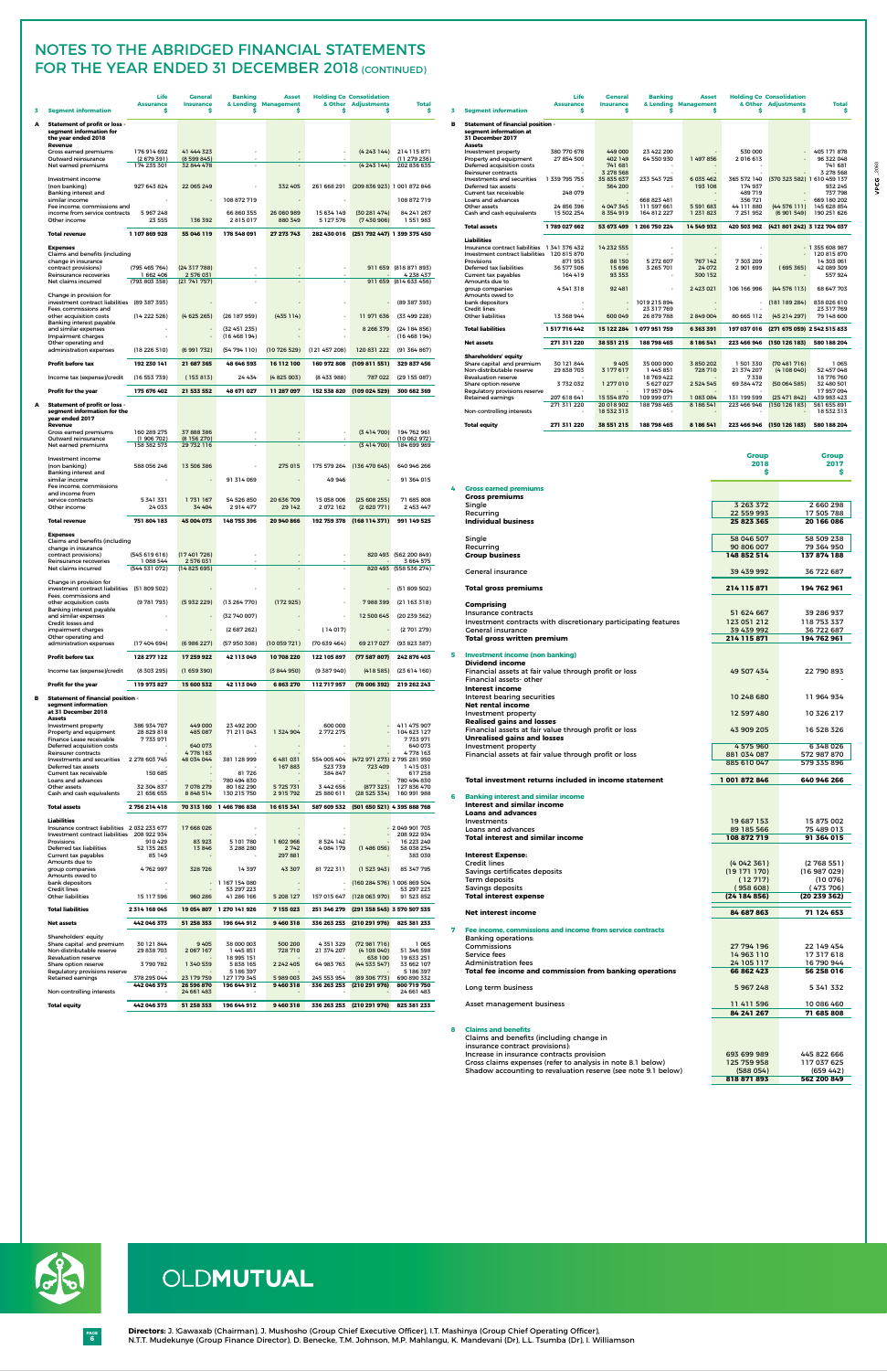# NOTES TO THE ABRIDGED FINANCIAL STATEMENTS FOR THE YEAR ENDED 31 DECEMBER 2018 (CONTINUED)

## 3 Segment information

### A Statement of profit or loss - segment information for the year ended 2018

| | Life Assurance $ | General Insurance $ | Banking & Lending $ | Asset Management $ | Holding Co & Other $ | Consolidation Adjustments $ | Total $ |
|---|---|---|---|---|---|---|---|
| **Revenue** | | | | | | | |
| Gross earned premiums | 176 914 692 | 41 444 323 | - | - | - | (4 243 144) | 214 115 871 |
| Outward reinsurance | (2 679 391) | (8 599 845) | - | - | - | - | (11 279 236) |
| Net earned premiums | 174 235 301 | 32 844 478 | - | - | - | (4 243 144) | 202 836 635 |
| Investment income (non banking) | 927 643 824 | 22 065 249 | - | 332 405 | 261 668 291 | (209 836 923) | 1 001 872 846 |
| Banking interest and similar income | - | - | 108 872 719 | - | - | - | 108 872 719 |
| Fee income, commissions and income from service contracts | 5 967 248 | - | 66 860 355 | 26 060 989 | 15 634 149 | (30 281 474) | 84 241 267 |
| Other income | 23 555 | 136 392 | 2 815 017 | 880 349 | 5 127 576 | (7 430 906) | 1 551 983 |
| **Total revenue** | **1 107 869 928** | **55 046 119** | **178 548 091** | **27 273 743** | **282 430 016** | **(251 792 447)** | **1 399 375 450** |
| **Expenses** | | | | | | | |
| Claims and benefits (including change in insurance contract provisions) | (795 465 764) | (24 317 788) | - | - | - | 911 659 | (818 871 893) |
| Reinsurance recoveries | 1 662 406 | 2 576 031 | - | - | - | - | 4 238 437 |
| Net claims incurred | (793 803 358) | (21 741 757) | - | - | - | 911 659 | (814 633 456) |
| Change in provision for investment contract liabilities | (89 387 393) | - | - | - | - | - | (89 387 393) |
| Fees, commissions and other acquisition costs | (14 222 526) | (4 625 265) | (26 187 959) | (435 114) | - | 11 971 636 | (33 499 228) |
| Banking interest payable and similar expenses | - | - | (32 451 235) | - | - | 8 266 379 | (24 184 856) |
| Impairment charges | - | - | (16 468 194) | - | - | - | (16 468 194) |
| Other operating and administration expenses | (18 226 510) | (6 991 732) | (54 794 110) | (10 726 529) | (121 457 208) | 120 831 222 | (91 364 867) |
| **Profit before tax** | **192 230 141** | **21 687 365** | **48 646 593** | **16 112 100** | **160 972 808** | **(109 811 551)** | **329 837 456** |
| Income tax (expense)/credit | (16 553 739) | (153 813) | 24 434 | (4 825 003) | (8 433 988) | 787 022 | (29 155 087) |
| **Profit for the year** | **175 676 402** | **21 533 552** | **48 671 027** | **11 287 097** | **152 538 820** | **(109 024 529)** | **300 682 369** |

### A Statement of profit or loss - segment information for the year ended 2017

| | Life Assurance $ | General Insurance $ | Banking & Lending $ | Asset Management $ | Holding Co & Other $ | Consolidation Adjustments $ | Total $ |
|---|---|---|---|---|---|---|---|
| **Revenue** | | | | | | | |
| Gross earned premiums | 160 289 275 | 37 888 386 | - | - | - | (3 414 700) | 194 762 961 |
| Outward reinsurance | (1 906 702) | (8 156 270) | - | - | - | - | (10 062 972) |
| Net earned premiums | 158 382 573 | 29 732 116 | - | - | - | (3 414 700) | 184 699 989 |
| Investment income (non banking) | 588 056 246 | 13 506 386 | - | 275 015 | 175 579 264 | (136 470 645) | 640 946 266 |
| Banking interest and similar income | - | - | 91 314 069 | - | 49 946 | - | 91 364 015 |
| Fee income, commissions and income from service contracts | 5 341 331 | 1 731 167 | 54 526 850 | 20 636 709 | 15 058 006 | (25 608 255) | 71 685 808 |
| Other income | 24 033 | 34 404 | 2 914 477 | 29 142 | 2 072 162 | (2 620 771) | 2 453 447 |
| **Total revenue** | **751 804 183** | **45 004 073** | **148 755 396** | **20 940 866** | **192 759 378** | **(168 114 371)** | **991 149 525** |
| **Expenses** | | | | | | | |
| Claims and benefits (including change in insurance contract provisions) | (545 619 616) | (17 401 726) | - | - | - | 820 493 | (562 200 849) |
| Reinsurance recoveries | 1 088 544 | 2 576 031 | - | - | - | - | 3 664 575 |
| Net claims incurred | (544 531 072) | (14 825 695) | - | - | - | 820 493 | (558 536 274) |
| Change in provision for investment contract liabilities | (51 809 502) | - | - | - | - | - | (51 809 502) |
| Fees, commissions and other acquisition costs | (9 781 793) | (5 932 229) | (13 264 770) | (172 925) | - | 7 988 399 | (21 163 318) |
| Banking interest payable and similar expenses | - | - | (32 740 007) | - | - | 12 500 645 | (20 239 362) |
| Credit losses and impairment charges | - | - | (2 687 262) | - | (14 017) | - | (2 701 279) |
| Other operating and administration expenses | (17 404 694) | (6 986 227) | (57 950 308) | (10 059 721) | (70 639 464) | 69 217 027 | (93 823 387) |
| **Profit before tax** | **128 277 122** | **17 259 922** | **42 113 049** | **10 708 220** | **122 105 897** | **(77 587 807)** | **242 876 403** |
| Income tax (expense)/credit | (8 303 295) | (1 659 390) | - | (3 844 950) | (9 387 940) | (418 585) | (23 614 160) |
| **Profit for the year** | **119 973 827** | **15 600 532** | **42 113 049** | **6 863 270** | **112 717 957** | **(78 006 392)** | **219 262 243** |

### B Statement of financial position - segment information at 31 December 2018

| | Life Assurance $ | General Insurance $ | Banking & Lending $ | Asset Management $ | Holding Co & Other $ | Consolidation Adjustments $ | Total $ |
|---|---|---|---|---|---|---|---|
| **Assets** | | | | | | | |
| Investment property | 386 934 707 | 449 000 | 23 492 200 | - | 600 000 | - | 411 475 907 |
| Property and equipment | 28 829 818 | 485 087 | 71 211 043 | 1 324 904 | 2 772 275 | - | 104 623 127 |
| Finance Lease receivable | 7 733 971 | - | - | - | - | - | 7 733 971 |
| Deferred acquisition costs | - | 640 073 | - | - | - | - | 640 073 |
| Reinsurer contracts | - | 4 778 163 | - | - | - | - | 4 778 163 |
| Investments and securities | 2 278 603 745 | 48 034 044 | 381 128 999 | 6 481 031 | 554 005 404 | (472 971 273) | 2 795 281 950 |
| Deferred tax assets | - | - | - | 167 883 | 523 739 | 723 409 | 1 415 031 |
| Current tax receivable | 150 685 | - | 81 726 | - | 384 847 | - | 617 258 |
| Loans and advances | - | - | 780 494 830 | - | - | - | 780 494 830 |
| Other assets | 32 504 837 | 7 078 279 | 80 162 290 | 5 725 731 | 3 442 656 | (877 323) | 127 836 470 |
| Cash and cash equivalents | 21 656 655 | 8 848 514 | 130 215 750 | 2 915 792 | 25 880 611 | (28 525 334) | 160 991 988 |
| **Total assets** | **2 756 214 418** | **70 313 160** | **1 466 786 838** | **16 615 341** | **587 609 532** | **(501 650 521)** | **4 395 888 768** |
| **Liabilities** | | | | | | | |
| Insurance contract liabilities | 2 032 233 677 | 17 668 026 | - | - | - | - | 2 049 901 703 |
| Investment contract liabilities | 208 922 934 | - | - | - | - | - | 208 922 934 |
| Provisions | 910 429 | 83 923 | 5 101 780 | 1 602 966 | 8 524 142 | - | 16 223 240 |
| Deferred tax liabilities | 52 135 263 | 13 846 | 3 288 280 | 2 742 | 4 084 179 | (1 486 056) | 58 038 254 |
| Current tax payables | 85 149 | - | - | 297 881 | - | - | 383 030 |
| Amounts due to group companies | 4 762 997 | 328 726 | 14 397 | 43 307 | 81 722 311 | (1 525 943) | 85 347 795 |
| Amounts owed to bank depositors | - | - | 1 167 154 080 | - | - | (160 284 576) | 1 006 869 504 |
| Credit lines | - | - | 53 297 223 | - | - | - | 53 297 223 |
| Other liabilities | 15 117 596 | 960 286 | 41 286 166 | 5 208 127 | 157 015 647 | (128 065 970) | 91 521 852 |
| **Total liabilities** | **2 314 168 045** | **19 054 807** | **1 270 141 926** | **7 155 023** | **251 346 279** | **(291 358 545)** | **3 570 507 535** |
| **Net assets** | **442 046 373** | **51 258 353** | **196 644 912** | **9 460 318** | **336 263 253** | **(210 291 976)** | **825 381 233** |
| **Shareholders' equity** | | | | | | | |
| Share capital and premium | 30 121 844 | 9 405 | 38 000 003 | 500 200 | 4 351 329 | (72 981 716) | 1 065 |
| Non-distributable reserve | 29 838 703 | 2 067 167 | 1 445 851 | 728 710 | 21 374 207 | (4 108 040) | 51 346 598 |
| Revaluation reserve | - | - | 18 995 151 | - | - | 638 100 | 19 633 251 |
| Share option reserve | 3 790 782 | 1 340 539 | 5 838 165 | 2 242 405 | 64 983 763 | (44 533 547) | 33 662 107 |
| Regulatory provisions reserve | - | - | 5 186 397 | - | - | - | 5 186 397 |
| Retained earnings | 378 295 044 | 23 179 759 | 127 179 345 | 5 989 003 | 245 553 954 | (89 306 773) | 690 890 332 |
| | 442 046 373 | 26 596 870 | 196 644 912 | 9 460 318 | 336 263 253 | (210 291 976) | 800 719 750 |
| Non-controlling interests | - | 24 661 483 | - | - | - | - | 24 661 483 |
| **Total equity** | **442 046 373** | **51 258 353** | **196 644 912** | **9 460 318** | **336 263 253** | **(210 291 976)** | **825 381 233** |

### B Statement of financial position - segment information at 31 December 2017

| | Life Assurance $ | General Insurance $ | Banking & Lending $ | Asset Management $ | Holding Co & Other $ | Consolidation Adjustments $ | Total $ |
|---|---|---|---|---|---|---|---|
| **Assets** | | | | | | | |
| Investment property | 380 770 678 | 449 000 | 23 422 200 | - | 530 000 | - | 405 171 878 |
| Property and equipment | 27 854 500 | 402 149 | 64 550 930 | 1 497 856 | 2 016 613 | - | 96 322 048 |
| Deferred acquisition costs | - | 741 681 | - | - | - | - | 741 681 |
| Reinsurer contracts | - | 3 278 568 | - | - | - | - | 3 278 568 |
| Investments and securities | 1 339 795 755 | 35 655 637 | 233 543 725 | 6 055 462 | 365 572 140 | (370 323 582) | 1 610 459 137 |
| Deferred tax assets | - | 564 200 | - | 193 108 | 174 937 | - | 932 245 |
| Current tax receivable | 248 079 | - | - | - | 489 719 | - | 737 798 |
| Loans and advances | - | - | 668 823 481 | - | 356 721 | - | 669 180 202 |
| Other assets | 24 856 396 | 4 047 345 | 111 597 661 | 5 591 683 | 44 111 880 | (44 576 111) | 145 628 854 |
| Cash and cash equivalents | 15 502 254 | 8 354 919 | 164 812 227 | 1 211 823 | 7 251 952 | (6 901 549) | 190 251 626 |
| **Total assets** | **1 789 027 662** | **53 493 499** | **1 266 750 224** | **14 549 932** | **420 503 962** | **(421 801 242)** | **3 122 704 037** |
| **Liabilities** | | | | | | | |
| Insurance contract liabilities | 1 341 376 432 | 14 232 555 | - | - | - | - | 1 355 608 987 |
| Investment contract liabilities | 120 815 870 | - | - | - | - | - | 120 815 870 |
| Provisions | 871 953 | 88 150 | 5 272 607 | 767 142 | 7 303 209 | - | 14 303 061 |
| Deferred tax liabilities | 36 577 506 | 15 696 | 3 265 701 | 24 072 | 2 901 699 | (695 365) | 42 089 309 |
| Current tax payables | 164 419 | 93 353 | - | 300 152 | - | - | 557 924 |
| Amounts due to group companies | 4 541 318 | 92 481 | - | 2 423 021 | 106 166 996 | (44 576 113) | 68 647 703 |
| Amounts owed to bank depositors | - | - | 1 019 215 894 | - | - | (181 189 284) | 838 026 610 |
| Credit lines | - | - | 23 317 769 | - | - | - | 23 317 769 |
| Other liabilities | 13 368 944 | 600 049 | 26 879 788 | 2 849 004 | 80 665 112 | (45 214 297) | 79 148 600 |
| **Total liabilities** | **1 517 716 442** | **15 122 284** | **1 077 951 759** | **6 363 391** | **197 037 016** | **(271 675 059)** | **2 542 515 833** |
| **Net assets** | **271 311 220** | **38 551 215** | **188 798 465** | **8 186 541** | **223 466 946** | **(150 126 183)** | **580 188 204** |
| **Shareholders' equity** | | | | | | | |
| Share capital and premium | 30 121 844 | 9 405 | 35 000 000 | 3 850 202 | 1 501 330 | (70 481 716) | 1 065 |
| Non-distributable reserve | 29 838 703 | 3 177 617 | 1 445 851 | 728 710 | 21 374 207 | (4 108 040) | 52 457 048 |
| Revaluation reserve | - | - | 18 789 422 | - | 7 338 | - | 18 796 760 |
| Share option reserve | 3 732 032 | 1 277 010 | 5 627 027 | 2 524 545 | 69 384 472 | (50 064 585) | 32 480 501 |
| Regulatory provisions reserve | - | - | 17 957 094 | - | - | - | 17 957 094 |
| Retained earnings | 207 618 641 | 15 554 870 | 109 999 071 | 1 083 084 | 131 199 599 | (25 471 842) | 439 983 423 |
| | 271 311 220 | 20 018 902 | 188 798 465 | 8 186 541 | 223 466 946 | (150 126 183) | 561 655 891 |
| Non-controlling interests | - | 18 532 313 | - | - | - | - | 18 532 313 |
| **Total equity** | **271 311 220** | **38 551 215** | **188 798 465** | **8 186 541** | **223 466 946** | **(150 126 183)** | **580 188 204** |

| | Group 2018 $ | Group 2017 $ |
|---|---|---|
| **4 Gross earned premiums** | | |
| **Gross premiums** | | |
| Single | 3 263 372 | 2 660 298 |
| Recurring | 22 559 993 | 17 505 788 |
| **Individual business** | **25 823 365** | **20 166 086** |
| Single | 58 046 507 | 58 509 238 |
| Recurring | 90 806 007 | 79 364 950 |
| **Group business** | **148 852 514** | **137 874 188** |
| General insurance | 39 439 992 | 36 722 687 |
| **Total gross premiums** | **214 115 871** | **194 762 961** |
| **Comprising** | | |
| Insurance contracts | 51 624 667 | 39 286 937 |
| Investment contracts with discretionary participating features | 123 051 212 | 118 753 337 |
| General insurance | 39 439 992 | 36 722 687 |
| **Total gross written premium** | **214 115 871** | **194 762 961** |
| **5 Investment income (non banking)** | | |
| **Dividend income** | | |
| Financial assets at fair value through profit or loss | 49 507 434 | 22 790 893 |
| Financial assets- other | - | - |
| **Interest income** | | |
| Interest bearing securities | 10 248 680 | 11 964 934 |
| **Net rental income** | | |
| Investment property | 12 597 480 | 10 326 217 |
| **Realised gains and losses** | | |
| Financial assets at fair value through profit or loss | 43 909 205 | 16 528 326 |
| **Unrealised gains and losses** | | |
| Investment property | 4 575 960 | 6 348 026 |
| Financial assets at fair value through profit or loss | 881 034 087 | 572 987 870 |
| | 885 610 047 | 579 335 896 |
| **Total investment returns included in income statement** | **1 001 872 846** | **640 946 266** |
| **6 Banking interest and similar income** | | |
| **Interest and similar income** | | |
| **Loans and advances** | | |
| Investments | 19 687 153 | 15 875 002 |
| Loans and advances | 89 185 566 | 75 489 013 |
| **Total interest and similar income** | **108 872 719** | **91 364 015** |
| **Interest Expense:** | | |
| Credit lines | (4 042 361) | (2 768 551) |
| Savings certificates deposits | (19 171 170) | (16 987 029) |
| Term deposits | (12 717) | (10 076) |
| Savings deposits | (958 608) | (473 706) |
| **Total interest expense** | **(24 184 856)** | **(20 239 362)** |
| **Net interest income** | **84 687 863** | **71 124 653** |
| **7 Fee income, commissions and income from service contracts** | | |
| Banking operations: | | |
| Commissions | 27 794 196 | 22 149 454 |
| Service fees | 14 963 110 | 17 317 618 |
| Administration fees | 24 105 117 | 16 790 944 |
| **Total fee income and commission from banking operations** | **66 862 423** | **56 258 016** |
| Long term business | 5 967 248 | 5 341 332 |
| Asset management business | 11 411 596 | 10 086 460 |
| | **84 241 267** | **71 685 808** |
| **8 Claims and benefits** | | |
| Claims and benefits (including change in insurance contract provisions): | | |
| Increase in insurance contracts provision | 693 699 989 | 445 822 666 |
| Gross claims expenses (refer to analysis in note 8.1 below) | 125 759 958 | 117 037 625 |
| Shadow accounting to revaluation reserve (see note 9.1 below) | (588 054) | (659 442) |
| | **818 871 893** | **562 200 849** |

OLDMUTUAL

**Directors:** J. Kgawaxab (Chairman), J. Mushosho (Group Chief Executive Officer), I.T. Mashinya (Group Chief Operating Officer), N.T.T. Mudekunye (Group Finance Director), D. Benecke, T.M. Johnson, M.P. Mahlangu, K. Mandevani (Dr), L.L. Tsumba (Dr), I. Williamson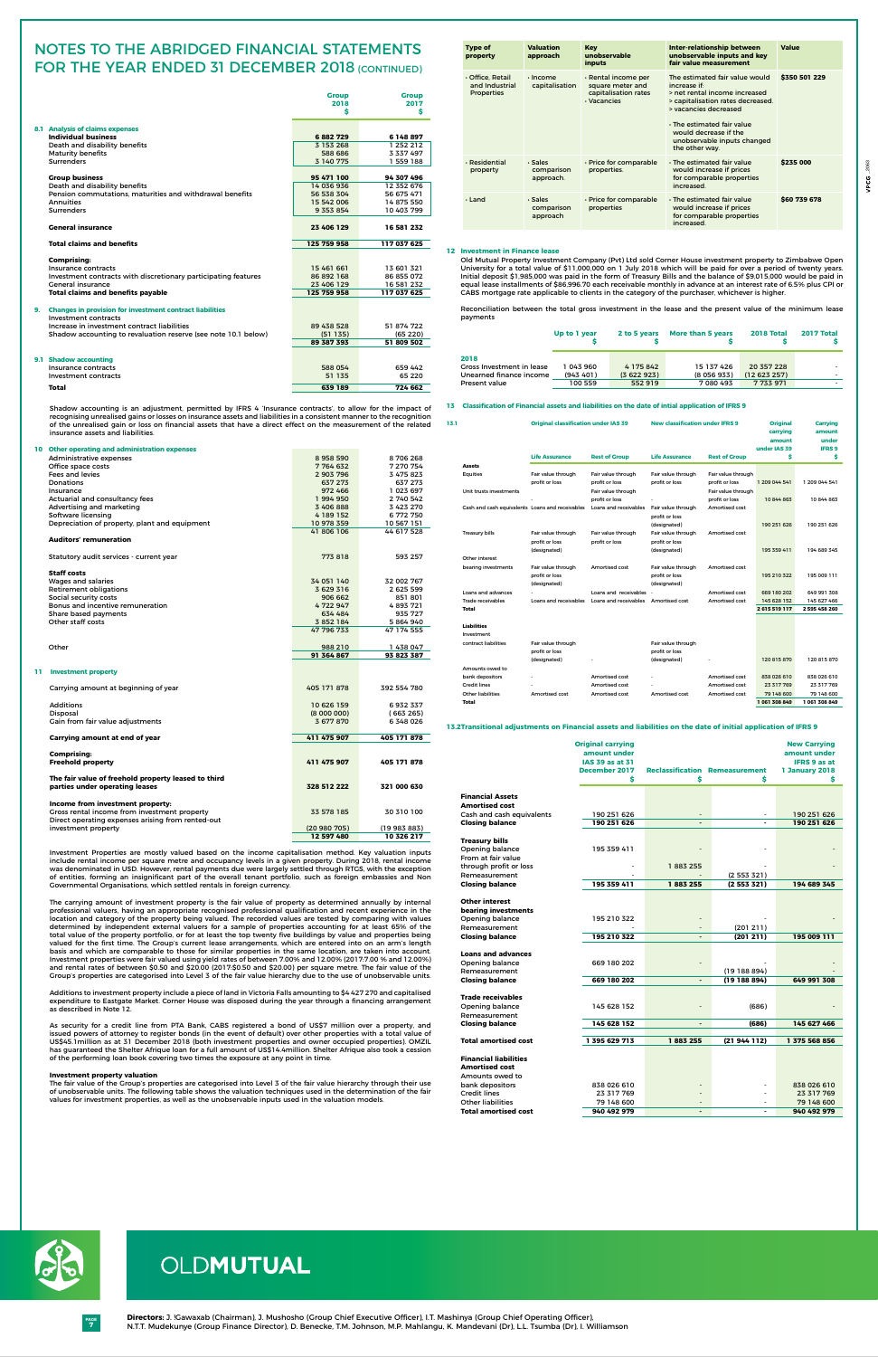# NOTES TO THE ABRIDGED FINANCIAL STATEMENTS FOR THE YEAR ENDED 31 DECEMBER 2018 (CONTINUED)

| | Group 2018 $ | Group 2017 $ |
|---|---|---|
| **8.1 Analysis of claims expenses** | | |
| **Individual business** | **6 882 729** | **6 148 897** |
| Death and disability benefits | 3 153 268 | 1 252 212 |
| Maturity benefits | 588 686 | 3 337 497 |
| Surrenders | 3 140 775 | 1 559 188 |
| **Group business** | **95 471 100** | **94 307 496** |
| Death and disability benefits | 14 036 936 | 12 352 676 |
| Pension commutations, maturities and withdrawal benefits | 56 538 304 | 56 675 471 |
| Annuities | 15 542 006 | 14 875 550 |
| Surrenders | 9 353 854 | 10 403 799 |
| **General insurance** | **23 406 129** | **16 581 232** |
| **Total claims and benefits** | **125 759 958** | **117 037 625** |
| **Comprising:** | | |
| Insurance contracts | 15 461 661 | 13 601 321 |
| Investment contracts with discretionary participating features | 86 892 168 | 86 855 072 |
| General insurance | 23 406 129 | 16 581 232 |
| **Total claims and benefits payable** | **125 759 958** | **117 037 625** |
| **9. Changes in provision for investment contract liabilities** | | |
| Investment contracts | | |
| Increase in investment contract liabilities | 89 438 528 | 51 874 722 |
| Shadow accounting to revaluation reserve (see note 10.1 below) | (51 135) | (65 220) |
| | 89 387 393 | 51 809 502 |
| **9.1 Shadow accounting** | | |
| Insurance contracts | 588 054 | 659 442 |
| Investment contracts | 51 135 | 65 220 |
| **Total** | **639 189** | **724 662** |

Shadow accounting is an adjustment, permitted by IFRS 4 'Insurance contracts', to allow for the impact of recognising unrealised gains or losses on insurance assets and liabilities in a consistent manner to the recognition of the unrealised gain or loss on financial assets that have a direct effect on the measurement of the related insurance assets and liabilities.

| | Group 2018 $ | Group 2017 $ |
|---|---|---|
| **10 Other operating and administration expenses** | | |
| Administrative expenses | 8 958 590 | 8 706 268 |
| Office space costs | 7 764 632 | 7 270 754 |
| Fees and levies | 2 903 796 | 3 475 823 |
| Donations | 637 273 | 637 273 |
| Insurance | 972 466 | 1 023 697 |
| Actuarial and consultancy fees | 1 994 950 | 2 740 542 |
| Advertising and marketing | 3 406 888 | 3 423 270 |
| Software licensing | 4 189 152 | 6 772 750 |
| Depreciation of property, plant and equipment | 10 978 359 | 10 567 151 |
| | 41 806 106 | 44 617 528 |
| **Auditors' remuneration** | | |
| Statutory audit services - current year | 773 818 | 593 257 |
| **Staff costs** | | |
| Wages and salaries | 34 051 140 | 32 002 767 |
| Retirement obligations | 3 629 316 | 2 625 599 |
| Social security costs | 906 662 | 851 801 |
| Bonus and incentive remuneration | 4 722 947 | 4 893 721 |
| Share based payments | 634 484 | 935 727 |
| Other staff costs | 3 852 184 | 5 864 940 |
| | 47 796 733 | 47 174 555 |
| Other | 988 210 | 1 438 047 |
| | 91 364 867 | 93 823 387 |
| **11 Investment property** | | |
| Carrying amount at beginning of year | 405 171 878 | 392 554 780 |
| Additions | 10 626 159 | 6 932 337 |
| Disposal | (8 000 000) | ( 663 265) |
| Gain from fair value adjustments | 3 677 870 | 6 348 026 |
| **Carrying amount at end of year** | **411 475 907** | **405 171 878** |
| **Comprising:** | | |
| **Freehold property** | **411 475 907** | **405 171 878** |
| **The fair value of freehold property leased to third parties under operating leases** | **328 512 222** | **321 000 630** |
| **Income from investment property:** | | |
| Gross rental income from investment property | 33 578 185 | 30 310 100 |
| Direct operating expenses arising from rented-out investment property | (20 980 705) | (19 983 883) |
| | 12 597 480 | 10 326 217 |

Investment Properties are mostly valued based on the income capitalisation method. Key valuation inputs include rental income per square metre and occupancy levels in a given property. During 2018, rental income was denominated in USD. However, rental payments due were largely settled through RTGS, with the exception of entities, forming an insignificant part of the overall tenant portfolio, such as foreign embassies and Non Governmental Organisations, which settled rentals in foreign currency.

The carrying amount of investment property is the fair value of property as determined annually by internal professional valuers, having an appropriate recognised professional qualification and recent experience in the location and category of the property being valued. The recorded values are tested by comparing with values determined by independent external valuers for a sample of properties accounting for at least 65% of the total value of the property portfolio, or for at least the top twenty five buildings by value and properties being valued for the first time. The Group's current lease arrangements, which are entered into on an arm's length basis and which are comparable to those for similar properties in the same location, are taken into account. Investment properties were fair valued using yield rates of between 7.00% and 12.00% (2017:7.00 % and 12.00%) and rental rates of between $0.50 and $20.00 (2017:$0.50 and $20.00) per square metre. The fair value of the Group's properties are categorised into Level 3 of the fair value hierarchy because of the use of unobservable units.

Additions to investment property include a piece of land in Victoria Falls amounting to $4 427 270 and capitalised expenditure to Eastgate Market. Corner House was disposed during the year through a financing arrangement as described in Note 12.

As security for a credit line from PTA Bank, CABS registered a bond of US$7 million over a property, and issued powers of attorney to register bonds (in the event of default) over other properties with a total value of US$45.1million as at 31 December 2018 (both investment properties and owner occupied properties). OMZIL has guaranteed the Shelter Afrique loan for a full amount of US$14.4million. Shelter Afrique also took a cession of the performing loan book covering two times the exposure at any point in time.

**Investment property valuation**

The fair value of the Group's properties are categorised into Level 3 of the fair value hierarchy through their use of unobservable inputs. The following table shows the valuation techniques used in the determination of the fair values for investment properties, as well as the unobservable inputs used in the valuation models.

| Type of property | Valuation approach | Key unobservable inputs | Inter-relationship between unobservable inputs and key fair value measurement | Value |
|---|---|---|---|---|
| • Office, Retail and Industrial Properties | • Income capitalisation | • Rental income per square meter and capitalisation rates<br>• Vacancies | • The estimated fair value would increase if:<br>> net rental income increased<br>> capitalisation rates decreased<br>> vacancies decreased<br>• The estimated fair value would decrease if the unobservable inputs changed the other way. | $350 501 229 |
| • Residential property | • Sales comparison approach. | • Price for comparable properties. | • The estimated fair value would increase if prices for comparable properties increased. | $235 000 |
| • Land | • Sales comparison approach | • Price for comparable properties | • The estimated fair value would increase if prices for comparable properties increased. | $60 739 678 |

## 12 Investment in Finance lease

Old Mutual Property Investment Company (Pvt) Ltd sold Corner House investment property to Zimbabwe Open University for a total value of $11.000,000 on 1 July 2018 which will be paid for over a period of twenty years. Initial deposit $1.985,000 was paid in the form of Treasury Bills and the balance of $9.015,000 would be paid in equal lease installments of $86.996.70 each receivable monthly in advance at an interest rate of 6.5% plus CPI or CABS mortgage rate applicable to clients in the category of the purchaser, whichever is higher.

Reconciliation between the total gross investment in the lease and the present value of the minimum lease payments

| | Up to 1 year $ | 2 to 5 years $ | More than 5 years $ | 2018 Total $ | 2017 Total $ |
|---|---|---|---|---|---|
| **2018** | | | | | |
| Gross Investment in lease | 1 043 960 | 4 175 842 | 15 137 426 | 20 357 228 | - |
| Unearned finance income | (943 401) | (3 622 923) | (8 056 933) | (12 623 257) | - |
| Present value | 100 559 | 552 919 | 7 080 493 | 7 733 971 | - |

## 13 Classification of Financial assets and liabilities on the date of intial application of IFRS 9

**13.1**

| | Original classification under IAS 39 – Life Assurance | Original classification under IAS 39 – Rest of Group | New classification under IFRS 9 – Life Assurance | New classification under IFRS 9 – Rest of Group | Original carrying amount under IAS 39 $ | Carrying amount under IFRS 9 $ |
|---|---|---|---|---|---|---|
| **Assets** | | | | | | |
| Equities | Fair value through profit or loss | Fair value through profit or loss | Fair value through profit or loss | Fair value through profit or loss | 1 209 044 541 | 1 209 044 541 |
| Unit trusts investments | - | Fair value through profit or loss | - | Fair value through profit or loss | 10 844 863 | 10 844 863 |
| Cash and cash equivalents | Loans and receivables | Loans and receivables | Fair value through profit or loss (designated) | Amortised cost | 190 251 626 | 190 251 626 |
| Treasury bills | Fair value through profit or loss (designated) | Fair value through profit or loss | Fair value through profit or loss (designated) | Amortised cost | 195 359 411 | 194 689 345 |
| Other interest bearing investments | Fair value through profit or loss (designated) | Amortised cost | Fair value through profit or loss (designated) | Amortised cost | 195 210 322 | 195 009 111 |
| Loans and advances | - | Loans and receivables | - | Amortised cost | 669 180 202 | 649 991 308 |
| Trade receivables | Loans and receivables | Loans and receivables | Amortised cost | Amortised cost | 145 628 152 | 145 627 466 |
| **Total** | | | | | **2 615 519 117** | **2 595 458 260** |
| **Liabilities** | | | | | | |
| Investment contract liabilities | Fair value through profit or loss (designated) | - | Fair value through profit or loss (designated) | - | 120 815 870 | 120 815 870 |
| Amounts owed to bank depositors | - | Amortised cost | - | Amortised cost | 838 026 610 | 838 026 610 |
| Credit lines | - | Amortised cost | - | Amortised cost | 23 317 769 | 23 317 769 |
| Other liabilities | Amortised cost | Amortised cost | Amortised cost | Amortised cost | 79 148 600 | 79 148 600 |
| **Total** | | | | | **1 061 308 849** | **1 061 308 849** |

**13.2 Transitional adjustments on Financial assets and liabilities on the date of initial application of IFRS 9**

| | Original carrying amount under IAS 39 as at 31 December 2017 $ | Reclassification $ | Remeasurement $ | New Carrying amount under IFRS 9 as at 1 January 2018 $ |
|---|---|---|---|---|
| **Financial Assets** | | | | |
| **Amortised cost** | | | | |
| Cash and cash equivalents | 190 251 626 | - | - | 190 251 626 |
| **Closing balance** | **190 251 626** | **-** | **-** | **190 251 626** |
| **Treasury bills** | | | | |
| Opening balance | 195 359 411 | - | - | - |
| From at fair value through profit or loss | - | 1 883 255 | - | - |
| Remeasurement | - | - | (2 553 321) | - |
| **Closing balance** | **195 359 411** | **1 883 255** | **(2 553 321)** | **194 689 345** |
| **Other interest bearing investments** | | | | |
| Opening balance | 195 210 322 | - | - | - |
| Remeasurement | - | - | (201 211) | - |
| **Closing balance** | **195 210 322** | **-** | **(201 211)** | **195 009 111** |
| **Loans and advances** | | | | |
| Opening balance | 669 180 202 | - | - | - |
| Remeasurement | - | - | (19 188 894) | - |
| **Closing balance** | **669 180 202** | **-** | **(19 188 894)** | **649 991 308** |
| **Trade receivables** | | | | |
| Opening balance | 145 628 152 | - | (686) | - |
| Remeasurement | | | | |
| **Closing balance** | **145 628 152** | **-** | **(686)** | **145 627 466** |
| **Total amortised cost** | **1 395 629 713** | **1 883 255** | **(21 944 112)** | **1 375 568 856** |
| **Financial liabilities** | | | | |
| **Amortised cost** | | | | |
| Amounts owed to bank depositors | 838 026 610 | - | - | 838 026 610 |
| Credit lines | 23 317 769 | - | - | 23 317 769 |
| Other liabilities | 79 148 600 | - | - | 79 148 600 |
| **Total amortised cost** | **940 492 979** | **-** | **-** | **940 492 979** |

OLDMUTUAL

**Directors:** J. Gawaxab (Chairman), J. Mushosho (Group Chief Executive Officer), I.T. Mashinya (Group Chief Operating Officer), N.T.T. Mudekunye (Group Finance Director), D. Benecke, T.M. Johnson, M.P. Mahlangu, K. Mandevani (Dr), L.L. Tsumba (Dr), I. Williamson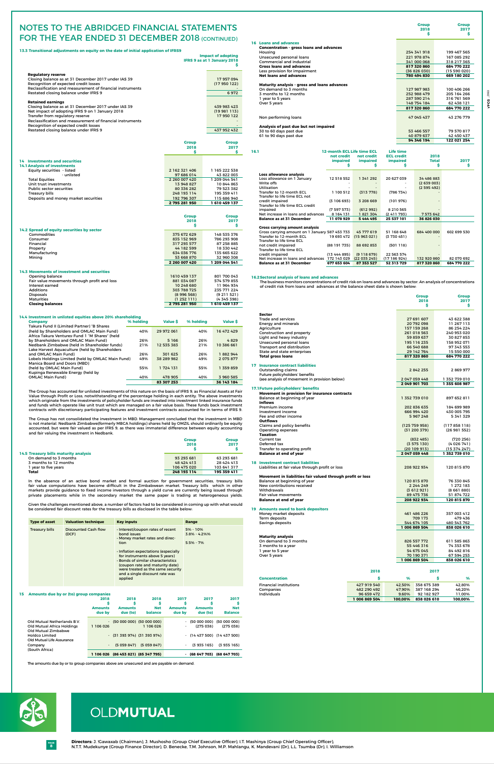# NOTES TO THE ABRIDGED FINANCIAL STATEMENTS FOR THE YEAR ENDED 31 DECEMBER 2018 (CONTINUED)

### 13.3 Transitional adjustments on equity on the date of initial application of IFRS9

| | Impact of adopting IFRS 9 as at 1 January 2018 $ |
|---|---|
| **Regulatory reserve** | |
| Closing balance as at 31 December 2017 under IAS 39 | 17 957 094 |
| Recognition of expected credit losses | (17 950 122) |
| Reclassification and measurement of financial instruments | - |
| Restated closing balance under IFRS 9 | 6 972 |
| **Retained earnings** | |
| Closing balance as at 31 December 2017 under IAS 39 | 439 983 423 |
| Net impact of adopting IFRS 9 on 1 January 2018 | (19 981 113) |
| Transfer from regulatory reserve | 17 950 122 |
| Reclassification and measurement of financial instruments | - |
| Recognition of expected credit losses | - |
| Restated closing balance under IFRS 9 | 437 952 432 |

## 14 Investments and securities

### 14.1 Analysis of investments

| | Group 2018 $ | Group 2017 $ |
|---|---|---|
| Equity securities - listed | 2 162 321 406 | 1 165 222 538 |
| - unlisted | 97 686 014 | 43 822 003 |
| Total Equities | 2 260 007 420 | 1 209 044 541 |
| Unit trust investments | 13 948 827 | 10 844 863 |
| Public sector securities | 80 336 282 | 79 523 382 |
| Treasury bills | 248 193 114 | 195 359 411 |
| Deposits and money market securities | 192 796 307 | 115 686 940 |
| | **2 795 281 950** | **1 610 459 137** |

### 14.2 Spread of equity securities by sector

| | Group 2018 $ | Group 2017 $ |
|---|---|---|
| Commodities | 375 672 629 | 148 535 376 |
| Consumer | 835 152 969 | 786 293 908 |
| Financial | 317 293 577 | 87 258 885 |
| Property | 44 182 599 | 18 330 442 |
| Manufacturing | 634 036 776 | 135 665 622 |
| Mining | 53 668 870 | 32 960 308 |
| | **2 260 007 420** | **1 209 044 541** |

### 14.3 Movements of investment and securities

| | Group 2018 $ | Group 2017 $ |
|---|---|---|
| Opening balance | 1 610 459 137 | 801 700 043 |
| Fair value movements through profit and loss | 881 034 087 | 574 579 855 |
| Interest earned | 10 248 680 | 11 964 934 |
| Additions | 303 788 725 | 235 771 224 |
| Disposals | (8 996 568) | (9 211 521) |
| Maturities | (1 252 111) | (4 345 398) |
| **Closing balances** | **2 795 281 950** | **1 610 459 137** |

### 14.4 Investment in unlisted equities above 20% shareholding

| Company | % holding | Value $ | % holding | Value $ |
|---|---|---|---|---|
| Takura Fund II (Limited Partner) "B Shares (held by Shareholders and OMLAC Main Fund) | 40% | 29 972 061 | 40% | 16 472 429 |
| Africa Takura Ventures-Fund 1 "M Shares" (held by Shareholders and OMLAC Main Fund) | 26% | 5 166 | 26% | 4 829 |
| Nedbank Zimbabwe (held in Shareholder funds) | 21% | 12 535 383 | 21% | 10 386 661 |
| Lake Harvest Aquaculture (held by Shareholders and OMLAC Main Fund) | 26% | 301 625 | 26% | 1 882 944 |
| Lobels Holdings Limited (held by OMLAC Main Fund) | 49% | 38 289 982 | 49% | 2 075 877 |
| Manica Board and Doors (MBD) (held by OMLAC Main Fund) | 55% | 1 724 131 | 55% | 1 359 859 |
| Kupinga Renewable Energy (held by OMLAC Main Fund) | 40% | 478 905 | 40% | 3 960 585 |
| | | **83 307 253** | | **36 143 184** |

The Group has accounted for unlisted investments of this nature on the basis of IFRS 9, as Financial Assets at Fair Value through Profit or Loss, notwithstanding of the percentage holding in each entity. The above investments which originate from the investments of policyholder funds are invested into investment linked insurance funds and funds which operate like unit trust which are managed on a fair value basis. These funds back investment contracts with discretionary participating features and investment contracts accounted for in terms of IFRS 9.

The Group has not consolidated the investment in MBD. Management concluded that the investment in MBD is not material. Nedbank Zimbabwe(formerly MBCA holdings) shares held by OMZIL should ordinarily be equity accounted, but were fair valued as per IFRS 9, as there was immaterial difference between equity accounting and fair valuing the investment in Nedbank.

### 14.5 Treasury bills maturity analysis

| | Group 2018 $ | Group 2017 $ |
|---|---|---|
| On demand to 3 months | 93 293 681 | 63 293 681 |
| 3 months to 12 months | 48 424 413 | 28 424 413 |
| 1 year to five years | 106 475 020 | 103 641 317 |
| **Total** | **248 193 114** | **195 359 411** |

In the absence of an active bond market and formal auction for government securities, treasury bills fair value computations have become difficult in the Zimbabwean market. Treasury bills which in other markets provide guidance to fixed income investors through a yield curve are currently being issued through private placements while in the secondary market the same paper is trading at heterogeneous yields.

Given the challenges mentioned above, a number of factors had to be considered in coming up with what would be considered fair discount rates for the treasury bills as disclosed in the table below:

| Type of asset | Valuation technique | Key inputs | Range |
|---|---|---|---|
| Treasury bills | Discounted Cash flow (DCF) | • Interest/coupon rates of recent bond issues<br>• Money market rates and direction<br>• Inflation expectations (especially for instruments above 5 years)<br>• Bonds of similar characteristics (coupon rate and maturity date) were treated as the same security and a single discount rate was applied | 5% - 10%<br>3.8% - 4.2%%<br>5.5% - 7% |

## 15 Amounts due by or (to) group companies

| | 2018 $ Amounts due by | 2018 $ Amounts due (to) | 2018 $ Net balance | 2017 $ Amounts due by | 2017 $ Amounts due (to) | 2017 $ Net Balance |
|---|---|---|---|---|---|---|
| Old Mutual Netherlands B.V. | - | (50 000 000) | (50 000 000) | - | (50 000 000) | (50 000 000) |
| Old Mutual Africa Holdings | 1 106 026 | - | 1 106 026 | - | (275 038) | (275 038) |
| Old Mutual Zimbabwe Holdco Limited | - | (31 393 974) | (31 393 974) | - | (14 437 500) | (14 437 500) |
| Old Mutual Life Assurance Company (South Africa) | - | (5 059 847) | (5 059 847) | - | (3 935 165) | (3 935 165) |
| | **1 106 026** | **(86 453 821)** | **(85 347 795)** | **-** | **(68 647 703)** | **(68 647 703)** |

The amounts due by or to group companies above are unsecured and are payable on demand.

## 16 Loans and advances

| | Group 2018 $ | Group 2017 $ |
|---|---|---|
| **Concentration - gross loans and advances** | | |
| Housing | 254 341 918 | 199 467 565 |
| Unsecured personal loans | 221 978 874 | 167 085 292 |
| Commercial and industrial | 341 000 068 | 318 217 365 |
| **Gross loans and advances** | **817 320 860** | **684 770 222** |
| Less provision for impairment | (36 826 030) | (15 590 020) |
| **Net loans and advances** | **780 494 830** | **669 180 202** |
| **Maturity analysis - gross and loans advances** | | |
| On demand to 3 months | 127 987 983 | 100 406 266 |
| 3 months to 12 months | 252 988 479 | 205 164 266 |
| 1 year to 5 years | 287 590 214 | 316 761 569 |
| Over 5 years | 148 754 184 | 62 438 121 |
| | 817 320 860 | 684 770 222 |
| Non performing loans | 47 045 437 | 43 276 779 |
| **Analysis of past due but not impaired** | | |
| 30 to 60 days past due | 53 466 557 | 79 570 817 |
| 61 to 90 days past due | 40 879 637 | 42 450 437 |
| | **94 346 194** | **122 021 254** |

### 16.1

| | 12-month ECL not credit impaired $ | Life time ECL not credit impaired $ | Life time ECL credit impaired $ | 2018 Total $ | 2017 $ |
|---|---|---|---|---|---|
| **Loss allowance analysis** | | | | | |
| Loss allowance on 1 January | 12 518 552 | 1 341 292 | 20 627 039 | 34 486 883 | |
| Write offs | - | - | - | (2 639 003) | |
| Utilisation | - | - | - | (2 595 492) | |
| Transfer to 12-month ECL | 1 100 512 | (313 778) | (786 734) | - | |
| Transfer to life time ECL not credit impaired | (3 106 693) | 3 208 669 | (101 976) | - | |
| Transfer to life time ECL credit impaired | (7 597 573) | (612 992) | 8 210 565 | - | |
| Net increase in loans and advances | 8 164 131 | 1 821 304 | (2 411 793) | 7 573 642 | |
| **Balance as at 31 December** | **11 078 929** | **5 444 495** | **25 537 101** | **36 826 030** | |
| **Gross carrying amount analysis** | | | | | |
| Gross carrying amount on 1 January | 587 453 733 | 45 777 619 | 51 168 648 | 684 400 000 | 602 699 530 |
| Transfer to 12-month ECL | 19 693 472 | (15 963 021) | (3 730 451) | - | |
| Transfer to life time ECL not credit impaired | (88 191 735) | 88 692 853 | (501 118) | - | |
| Transfer to life time ECL credit impaired | (13 444 895) | (9 118 679) | 22 563 574 | - | |
| Net increase in loans and advances | 172 143 029 | (22 035 245) | (17 186 924) | 132 920 860 | 82 070 692 |
| **Balance as at 31 December** | **677 653 604** | **87 353 527** | **52 313 729** | **817 320 860** | **684 770 222** |

### 16.2 Sectoral analysis of loans and advances

The business monitors concentrations of credit risk on loans and advances by sector. An analysis of concentrations of credit risk from loans and advances at the balance sheet date is shown below:

| | Group 2018 $ | Group 2017 $ |
|---|---|---|
| **Sector** | | |
| Trade and services | 27 691 607 | 43 622 388 |
| Energy and minerals | 20 792 098 | 11 267 113 |
| Agriculture | 157 159 268 | 86 254 224 |
| Construction and property | 261 018 563 | 240 953 020 |
| Light and heavy industry | 59 859 637 | 30 827 853 |
| Unsecured personal loans | 195 116 235 | 158 952 071 |
| Transport and distribution | 66 540 688 | 97 343 553 |
| State and state enterprises | 29 142 764 | 15 550 000 |
| **Total gross loans** | **817 320 860** | **684 770 222** |

## 17 Insurance contract liabilities

| | Group 2018 $ | Group 2017 $ |
|---|---|---|
| Outstanding claims | 2 842 255 | 2 869 977 |
| Future policyholders' benefits (see analysis of movement in provision below) | 2 047 059 448 | 1 352 739 010 |
| | **2 049 901 703** | **1 355 608 987** |

### 17.1 Future policyholders' benefits

| | Group 2018 $ | Group 2017 $ |
|---|---|---|
| **Movement in provision for insurance contracts** | | |
| Balance at beginning of year | 1 352 739 010 | 897 652 811 |
| **Inflows** | | |
| Premium income | 202 836 635 | 184 699 989 |
| Investment income | 666 994 420 | 430 005 795 |
| Fee and other income | 5 967 248 | 5 341 329 |
| **Outflows** | | |
| Claims and policy benefits | (125 759 958) | (117 858 118) |
| Operating expenses | (31 200 379) | (26 981 552) |
| **Taxation** | | |
| Current tax | (832 485) | (720 256) |
| Deferred tax | (3 575 130) | (4 026 741) |
| Transfer to operating profit | (20 109 913) | (15 374 247) |
| **Balance at end of year** | **2 047 059 448** | **1 352 739 010** |

## 18 Investment contract liabilities

| | Group 2018 $ | Group 2017 $ |
|---|---|---|
| Liabilities at fair value through profit or loss | 208 922 934 | 120 815 870 |
| **Movement in liabilities fair valued through profit or loss** | | |
| Balance at beginning of year | 120 815 870 | 76 330 845 |
| New contributions received | 2 244 249 | 1 272 183 |
| Withdrawals | (3 612 921) | (8 661 880) |
| Fair value movements | 89 475 736 | 51 874 722 |
| **Balance at end of year** | **208 922 934** | **120 815 870** |

## 19 Amounts owed to bank depositors

| | Group 2018 $ | Group 2017 $ |
|---|---|---|
| Money market deposits | 461 486 226 | 357 003 412 |
| Term deposits | 709 173 | 479 436 |
| Savings deposits | 544 674 105 | 480 543 762 |
| | **1 006 869 504** | **838 026 610** |
| **Maturity analysis** | | |
| On demand to 3 months | 826 557 772 | 611 585 863 |
| 3 months to a year | 55 446 316 | 74 353 678 |
| 1 year to 5 year | 54 675 045 | 84 492 816 |
| Over 5 years | 70 190 371 | 67 594 253 |
| | **1 006 869 504** | **838 026 610** |

| **Concentration** | 2018 $ | 2018 % | 2017 $ | 2017 % |
|---|---|---|---|---|
| Financial institutions | 427 919 540 | 42,50% | 358 675 389 | 42,80% |
| Companies | 482 290 492 | 47,90% | 387 168 294 | 46,20% |
| Individuals | 96 659 472 | 9,60% | 92 182 927 | 11,00% |
| | **1 006 869 504** | **100,00%** | **838 026 610** | **100,00%** |

OLDMUTUAL

**Directors:** J. Kawaxab (Chairman), J. Mushosho (Group Chief Executive Officer), I.T. Mashinya (Group Chief Operating Officer), N.T.T. Mudekunye (Group Finance Director), D. Benecke, T.M. Johnson, M.P. Mahlangu, K. Mandevani (Dr), L.L. Tsumba (Dr), I. Williamson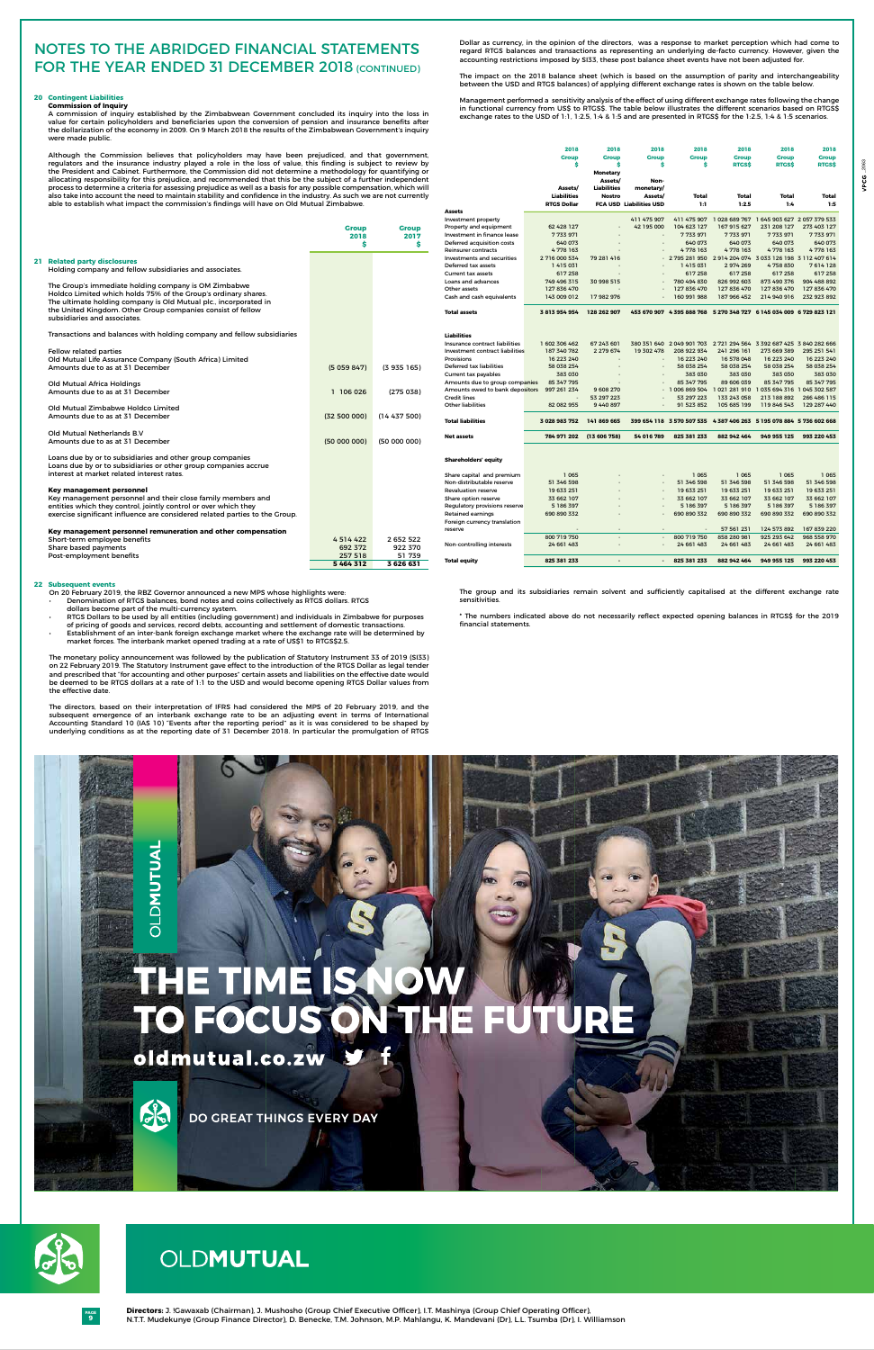# NOTES TO THE ABRIDGED FINANCIAL STATEMENTS FOR THE YEAR ENDED 31 DECEMBER 2018 (CONTINUED)

## 20 Contingent Liabilities

**Commission of Inquiry**

A commission of inquiry established by the Zimbabwean Government concluded its inquiry into the loss in value for certain policyholders and beneficiaries upon the conversion of pension and insurance benefits after the dollarization of the economy in 2009. On 9 March 2018 the results of the Zimbabwean Government's inquiry were made public.

Although the Commission believes that policyholders may have been prejudiced, and that government, regulators and the insurance industry played a role in the loss of value, this finding is subject to review by the President and Cabinet. Furthermore, the Commission did not determine a methodology for quantifying or allocating responsibility for this prejudice, and recommended that this be the subject of a further independent process to determine a criteria for assessing prejudice as well as a basis for any possible compensation, which will also take into account the need to maintain stability and confidence in the industry. As such we are not currently able to establish what impact the commission's findings will have on Old Mutual Zimbabwe.

## 21 Related party disclosures

| | Group 2018 $ | Group 2017 $ |
|---|---|---|
| Holding company and fellow subsidiaries and associates. | | |
| The Group's immediate holding company is OM Zimbabwe Holdco Limited which holds 75% of the Group's ordinary shares. The ultimate holding company is Old Mutual plc., incorporated in the United Kingdom. Other Group companies consist of fellow subsidiaries and associates. | | |
| Transactions and balances with holding company and fellow subsidiaries | | |
| Fellow related parties | | |
| Old Mutual Life Assurance Company (South Africa) Limited | | |
| Amounts due to as at 31 December | (5 059 847) | (3 935 165) |
| Old Mutual Africa Holdings | | |
| Amounts due to as at 31 December | 1 106 026 | (275 038) |
| Old Mutual Zimbabwe Holdco Limited | | |
| Amounts due to as at 31 December | (32 500 000) | (14 437 500) |
| Old Mutual Netherlands B.V | | |
| Amounts due to as at 31 December | (50 000 000) | (50 000 000) |
| Loans due by or to subsidiaries and other group companies | | |
| Loans due by or to subsidiaries or other group companies accrue interest at market related interest rates. | | |
| **Key management personnel** | | |
| Key management personnel and their close family members and entities which they control, jointly control or over which they exercise significant influence are considered related parties to the Group. | | |
| **Key management personnel remuneration and other compensation** | | |
| Short-term employee benefits | 4 514 422 | 2 652 522 |
| Share based payments | 692 372 | 922 370 |
| Post-employment benefits | 257 518 | 51 739 |
| | **5 464 312** | **3 626 631** |

## 22 Subsequent events

On 20 February 2019, the RBZ Governor announced a new MPS whose highlights were:

- Denomination of RTGS balances, bond notes and coins collectively as RTGS dollars. RTGS dollars become part of the multi-currency system.
- RTGS Dollars to be used by all entities (including government) and individuals in Zimbabwe for purposes of pricing of goods and services, record debts, accounting and settlement of domestic transactions.
- Establishment of an inter-bank foreign exchange market where the exchange rate will be determined by market forces. The interbank market opened trading at a rate of US$1 to RTGS$2.5.

The monetary policy announcement was followed by the publication of Statutory Instrument 33 of 2019 (SI33) on 22 February 2019. The Statutory Instrument gave effect to the introduction of the RTGS Dollar as legal tender and prescribed that "for accounting and other purposes" certain assets and liabilities on the effective date would be deemed to be RTGS dollars at a rate of 1:1 to the USD and would become opening RTGS Dollar values from the effective date.

The directors, based on their interpretation of IFRS had considered the MPS of 20 February 2019, and the subsequent emergence of an interbank exchange rate to be an adjusting event in terms of International Accounting Standard 10 (IAS 10) "Events after the reporting period" as it was considered to be shaped by underlying conditions as at the reporting date of 31 December 2018. In particular the promulgation of RTGS Dollar as currency, in the opinion of the directors, was a response to market perception which had come to regard RTGS balances and transactions as representing an underlying de-facto currency. However, given the accounting restrictions imposed by SI33, these post balance sheet events have not been adjusted for.

The impact on the 2018 balance sheet (which is based on the assumption of parity and interchangeability between the USD and RTGS balances) of applying different exchange rates is shown on the table below.

Management performed a sensitivity analysis of the effect of using different exchange rates following the change in functional currency from US$ to RTGS$. The table below illustrates the different scenarios based on RTGS$ exchange rates to the USD of 1:1, 1:2.5, 1:4 & 1:5 and are presented in RTGS$ for the 1:2.5, 1:4 & 1:5 scenarios.

| | 2018 Group $ Assets/ Liabilities RTGS Dollar | 2018 Group $ Monetary Assets/ Liabilities Nostro FCA USD | 2018 Group $ Non-monetary/ Assets/ Liabilities USD | 2018 Group $ Total 1:1 | 2018 Group RTGS$ Total 1:2.5 | 2018 Group RTGS$ Total 1:4 | 2018 Group RTGS$ Total 1:5 |
|---|---|---|---|---|---|---|---|
| **Assets** | | | | | | | |
| Investment property | | - | 411 475 907 | 411 475 907 | 1 028 689 767 | 1 645 903 627 | 2 057 379 533 |
| Property and equipment | 62 428 127 | - | 42 195 000 | 104 623 127 | 167 915 627 | 231 208 127 | 273 403 127 |
| Investment in finance lease | 7 733 971 | - | - | 7 733 971 | 7 733 971 | 7 733 971 | 7 733 971 |
| Deferred acquisition costs | 640 073 | - | - | 640 073 | 640 073 | 640 073 | 640 073 |
| Reinsurer contracts | 4 778 163 | - | - | 4 778 163 | 4 778 163 | 4 778 163 | 4 778 163 |
| Investments and securities | 2 716 000 534 | 79 281 416 | - | 2 795 281 950 | 2 914 204 074 | 3 033 126 198 | 3 112 407 614 |
| Deferred tax assets | 1 415 031 | - | - | 1 415 031 | 2 974 269 | 4 758 830 | 7 614 128 |
| Current tax assets | 617 258 | - | - | 617 258 | 617 258 | 617 258 | 617 258 |
| Loans and advances | 749 496 315 | 30 998 515 | - | 780 494 830 | 826 992 603 | 873 490 376 | 904 488 892 |
| Other assets | 127 836 470 | - | - | 127 836 470 | 127 836 470 | 127 836 470 | 127 836 470 |
| Cash and cash equivalents | 143 009 012 | 17 982 976 | - | 160 991 988 | 187 966 452 | 214 940 916 | 232 923 892 |
| **Total assets** | **3 813 954 954** | **128 262 907** | **453 670 907** | **4 395 888 768** | **5 270 348 727** | **6 145 034 009** | **6 729 823 121** |
| **Liabilities** | | | | | | | |
| Insurance contract liabilities | 1 602 306 462 | 67 243 601 | 380 351 640 | 2 049 901 703 | 2 721 294 564 | 3 392 687 425 | 3 840 282 666 |
| Investment contract liabilities | 187 340 782 | 2 279 674 | 19 302 478 | 208 922 934 | 241 296 161 | 273 669 389 | 295 251 541 |
| Provisions | 16 223 240 | - | - | 16 223 240 | 16 578 048 | 16 223 240 | 16 223 240 |
| Deferred tax liabilities | 58 038 254 | - | - | 58 038 254 | 58 038 254 | 58 038 254 | 58 038 254 |
| Current tax payables | 383 030 | - | - | 383 030 | 383 030 | 383 030 | 383 030 |
| Amounts due to group companies | 85 347 795 | - | - | 85 347 795 | 89 606 039 | 85 347 795 | 85 347 795 |
| Amounts owed to bank depositors | 997 261 234 | 9 608 270 | - | 1 006 869 504 | 1 021 281 910 | 1 035 694 316 | 1 045 302 587 |
| Credit lines | - | 53 297 223 | - | 53 297 223 | 133 243 058 | 213 188 892 | 266 486 115 |
| Other liabilities | 82 082 955 | 9 440 897 | - | 91 523 852 | 105 685 199 | 119 846 543 | 129 287 440 |
| **Total liabilities** | **3 028 983 752** | **141 869 665** | **399 654 118** | **3 570 507 535** | **4 387 406 263** | **5 195 078 884** | **5 736 602 668** |
| **Net assets** | **784 971 202** | **(13 606 758)** | **54 016 789** | **825 381 233** | **882 942 464** | **949 955 125** | **993 220 453** |
| **Shareholders' equity** | | | | | | | |
| Share capital and premium | 1 065 | - | - | 1 065 | 1 065 | 1 065 | 1 065 |
| Non-distributable reserve | 51 346 598 | - | - | 51 346 598 | 51 346 598 | 51 346 598 | 51 346 598 |
| Revaluation reserve | 19 633 251 | - | - | 19 633 251 | 19 633 251 | 19 633 251 | 19 633 251 |
| Share option reserve | 33 662 107 | - | - | 33 662 107 | 33 662 107 | 33 662 107 | 33 662 107 |
| Regulatory provisions reserve | 5 186 397 | - | - | 5 186 397 | 5 186 397 | 5 186 397 | 5 186 397 |
| Retained earnings | 690 890 332 | - | - | 690 890 332 | 690 890 332 | 690 890 332 | 690 890 332 |
| Foreign currency translation reserve | | - | - | - | 57 561 231 | 124 573 892 | 167 839 220 |
| | 800 719 750 | - | - | 800 719 750 | 858 280 981 | 925 293 642 | 968 558 970 |
| Non-controlling interests | 24 661 483 | - | - | 24 661 483 | 24 661 483 | 24 661 483 | 24 661 483 |
| **Total equity** | **825 381 233** | **-** | **-** | **825 381 233** | **882 942 464** | **949 955 125** | **993 220 453** |

The group and its subsidiaries remain solvent and sufficiently capitalised at the different exchange rate sensitivities.

* The numbers indicated above do not necessarily reflect expected opening balances in RTGS$ for the 2019 financial statements.

OLDMUTUAL

THE TIME IS NOW TO FOCUS ON THE FUTURE

oldmutual.co.zw

DO GREAT THINGS EVERY DAY

OLDMUTUAL

**Directors:** J. Kawaxab (Chairman), J. Mushosho (Group Chief Executive Officer), I.T. Mashinya (Group Chief Operating Officer), N.T.T. Mudekunye (Group Finance Director), D. Benecke, T.M. Johnson, M.P. Mahlangu, K. Mandevani (Dr), L.L. Tsumba (Dr), I. Williamson